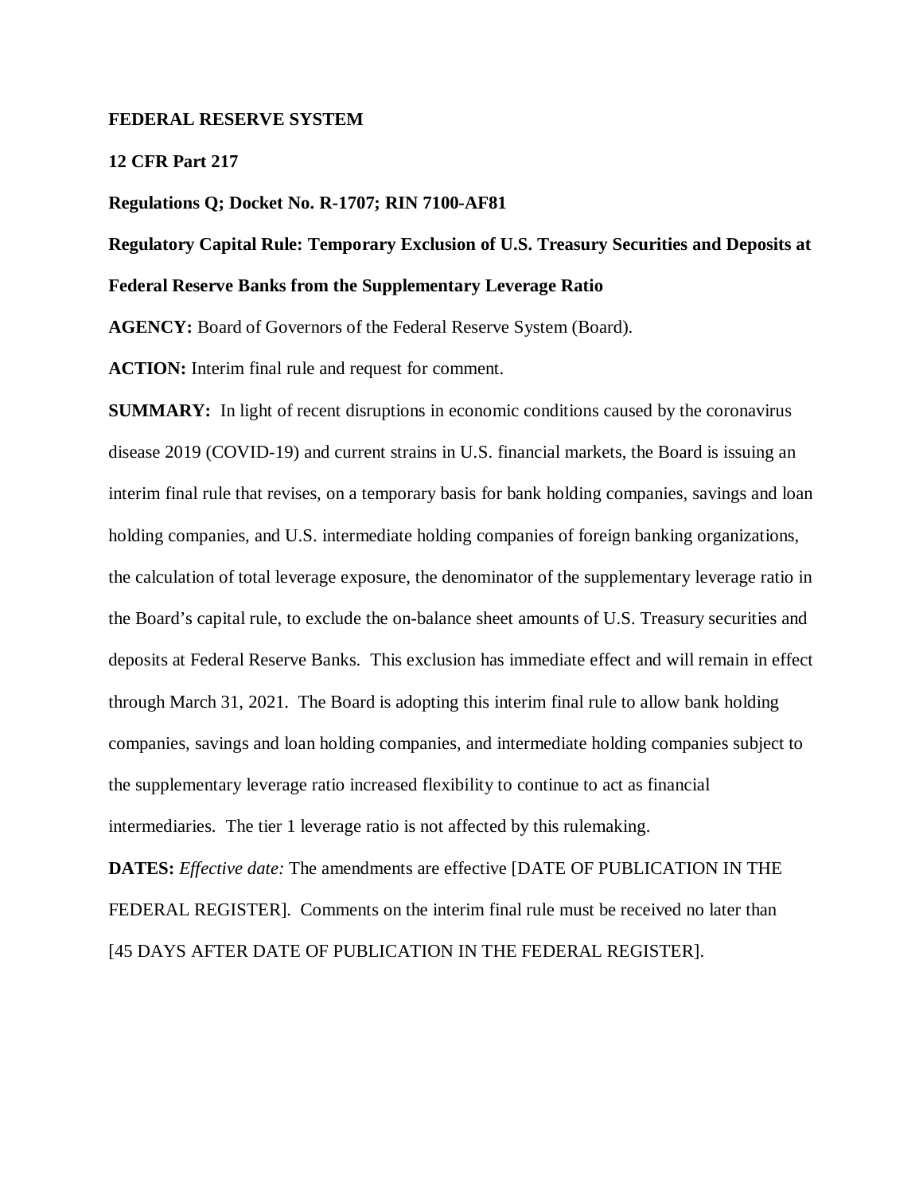**FEDERAL RESERVE SYSTEM**

**12 CFR Part 217**

**Regulations Q; Docket No. R-1707; RIN 7100-AF81**

**Regulatory Capital Rule: Temporary Exclusion of U.S. Treasury Securities and Deposits at Federal Reserve Banks from the Supplementary Leverage Ratio**

**AGENCY:** Board of Governors of the Federal Reserve System (Board).

**ACTION:** Interim final rule and request for comment.

**SUMMARY:** In light of recent disruptions in economic conditions caused by the coronavirus disease 2019 (COVID-19) and current strains in U.S. financial markets, the Board is issuing an interim final rule that revises, on a temporary basis for bank holding companies, savings and loan holding companies, and U.S. intermediate holding companies of foreign banking organizations, the calculation of total leverage exposure, the denominator of the supplementary leverage ratio in the Board's capital rule, to exclude the on-balance sheet amounts of U.S. Treasury securities and deposits at Federal Reserve Banks. This exclusion has immediate effect and will remain in effect through March 31, 2021. The Board is adopting this interim final rule to allow bank holding companies, savings and loan holding companies, and intermediate holding companies subject to the supplementary leverage ratio increased flexibility to continue to act as financial intermediaries. The tier 1 leverage ratio is not affected by this rulemaking.

**DATES:** *Effective date:* The amendments are effective [DATE OF PUBLICATION IN THE FEDERAL REGISTER]. Comments on the interim final rule must be received no later than [45 DAYS AFTER DATE OF PUBLICATION IN THE FEDERAL REGISTER].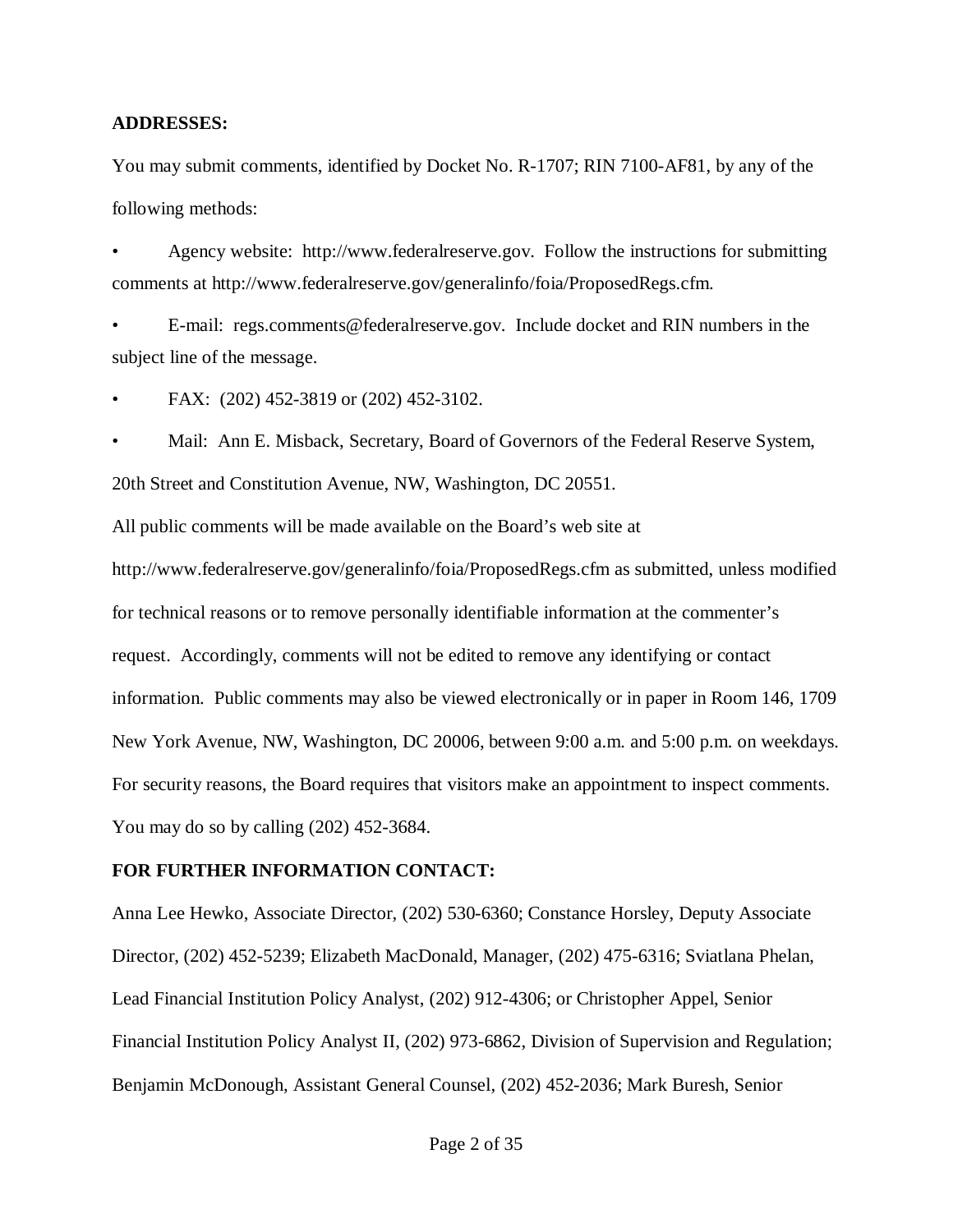**ADDRESSES:**

You may submit comments, identified by Docket No. R-1707; RIN 7100-AF81, by any of the following methods:

- Agency website: http://www.federalreserve.gov. Follow the instructions for submitting comments at http://www.federalreserve.gov/generalinfo/foia/ProposedRegs.cfm.
- E-mail: regs.comments@federalreserve.gov. Include docket and RIN numbers in the subject line of the message.
- FAX: (202) 452-3819 or (202) 452-3102.
- Mail: Ann E. Misback, Secretary, Board of Governors of the Federal Reserve System, 20th Street and Constitution Avenue, NW, Washington, DC 20551.

All public comments will be made available on the Board's web site at http://www.federalreserve.gov/generalinfo/foia/ProposedRegs.cfm as submitted, unless modified for technical reasons or to remove personally identifiable information at the commenter's request. Accordingly, comments will not be edited to remove any identifying or contact information. Public comments may also be viewed electronically or in paper in Room 146, 1709 New York Avenue, NW, Washington, DC 20006, between 9:00 a.m. and 5:00 p.m. on weekdays. For security reasons, the Board requires that visitors make an appointment to inspect comments. You may do so by calling (202) 452-3684.

**FOR FURTHER INFORMATION CONTACT:**

Anna Lee Hewko, Associate Director, (202) 530-6360; Constance Horsley, Deputy Associate Director, (202) 452-5239; Elizabeth MacDonald, Manager, (202) 475-6316; Sviatlana Phelan, Lead Financial Institution Policy Analyst, (202) 912-4306; or Christopher Appel, Senior Financial Institution Policy Analyst II, (202) 973-6862, Division of Supervision and Regulation; Benjamin McDonough, Assistant General Counsel, (202) 452-2036; Mark Buresh, Senior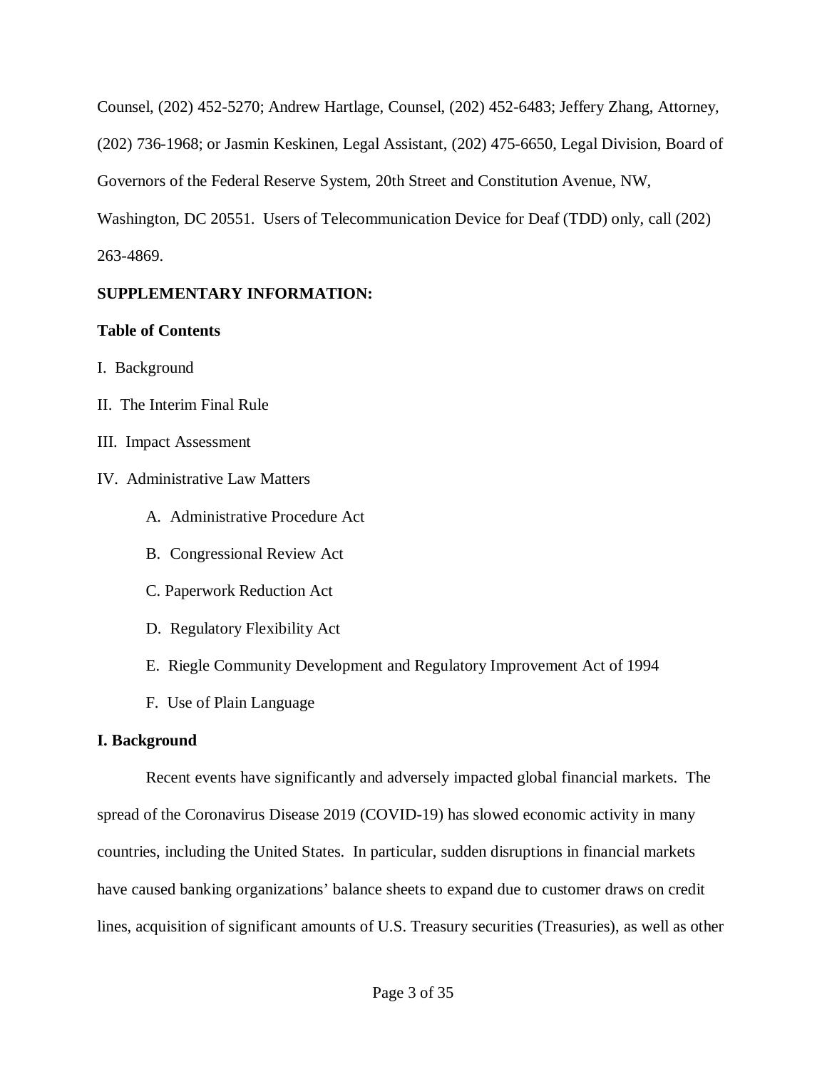Counsel, (202) 452-5270; Andrew Hartlage, Counsel, (202) 452-6483; Jeffery Zhang, Attorney, (202) 736-1968; or Jasmin Keskinen, Legal Assistant, (202) 475-6650, Legal Division, Board of Governors of the Federal Reserve System, 20th Street and Constitution Avenue, NW, Washington, DC 20551. Users of Telecommunication Device for Deaf (TDD) only, call (202) 263-4869.

**SUPPLEMENTARY INFORMATION:**

**Table of Contents**

I. Background

II. The Interim Final Rule

III. Impact Assessment

IV. Administrative Law Matters

- A. Administrative Procedure Act
- B. Congressional Review Act
- C. Paperwork Reduction Act
- D. Regulatory Flexibility Act
- E. Riegle Community Development and Regulatory Improvement Act of 1994
- F. Use of Plain Language

**I. Background**

Recent events have significantly and adversely impacted global financial markets. The spread of the Coronavirus Disease 2019 (COVID-19) has slowed economic activity in many countries, including the United States. In particular, sudden disruptions in financial markets have caused banking organizations' balance sheets to expand due to customer draws on credit lines, acquisition of significant amounts of U.S. Treasury securities (Treasuries), as well as other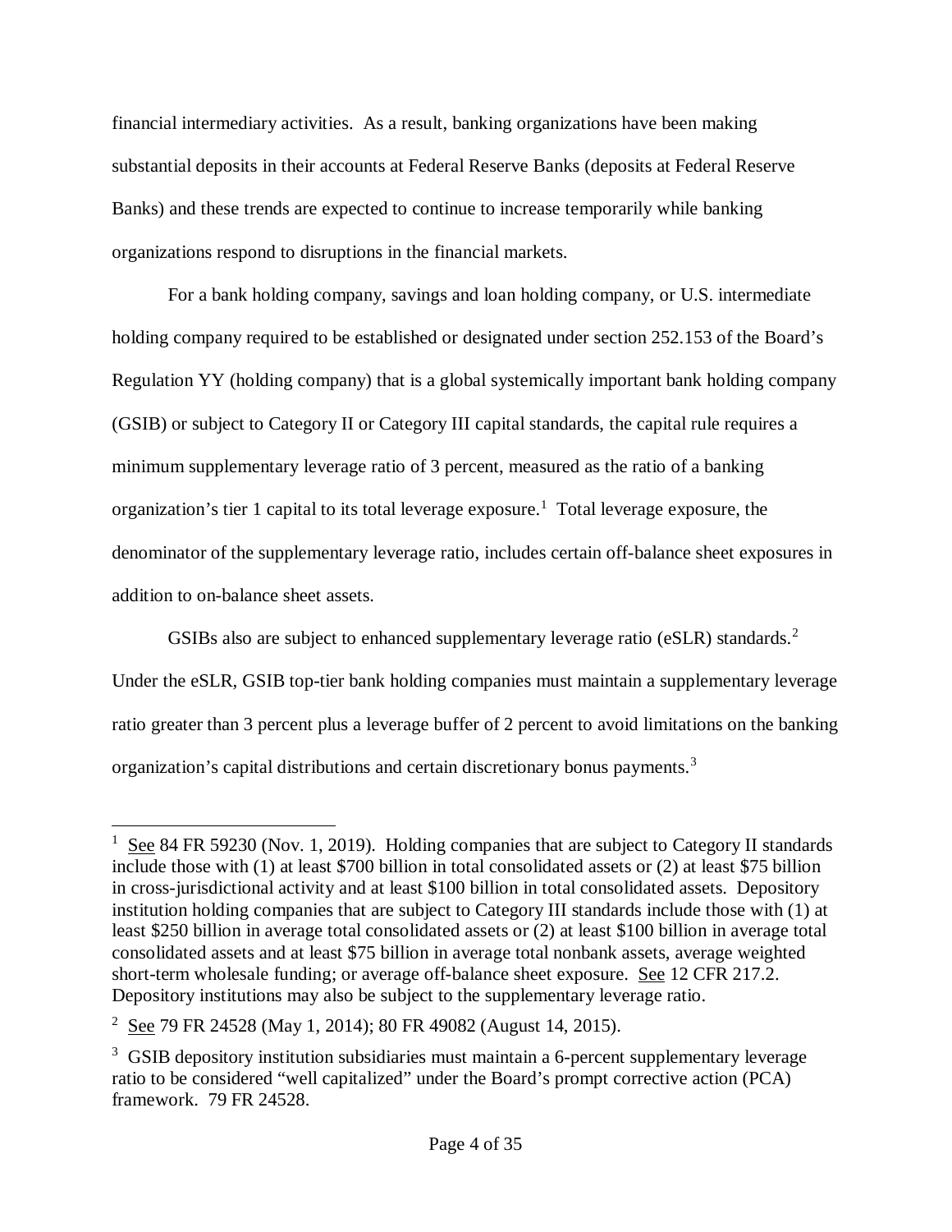financial intermediary activities. As a result, banking organizations have been making substantial deposits in their accounts at Federal Reserve Banks (deposits at Federal Reserve Banks) and these trends are expected to continue to increase temporarily while banking organizations respond to disruptions in the financial markets.

For a bank holding company, savings and loan holding company, or U.S. intermediate holding company required to be established or designated under section 252.153 of the Board's Regulation YY (holding company) that is a global systemically important bank holding company (GSIB) or subject to Category II or Category III capital standards, the capital rule requires a minimum supplementary leverage ratio of 3 percent, measured as the ratio of a banking organization's tier 1 capital to its total leverage exposure.[1] Total leverage exposure, the denominator of the supplementary leverage ratio, includes certain off-balance sheet exposures in addition to on-balance sheet assets.

GSIBs also are subject to enhanced supplementary leverage ratio (eSLR) standards.[2] Under the eSLR, GSIB top-tier bank holding companies must maintain a supplementary leverage ratio greater than 3 percent plus a leverage buffer of 2 percent to avoid limitations on the banking organization's capital distributions and certain discretionary bonus payments.[3]

---

[1] See 84 FR 59230 (Nov. 1, 2019). Holding companies that are subject to Category II standards include those with (1) at least $700 billion in total consolidated assets or (2) at least $75 billion in cross-jurisdictional activity and at least $100 billion in total consolidated assets. Depository institution holding companies that are subject to Category III standards include those with (1) at least $250 billion in average total consolidated assets or (2) at least $100 billion in average total consolidated assets and at least $75 billion in average total nonbank assets, average weighted short-term wholesale funding; or average off-balance sheet exposure. See 12 CFR 217.2. Depository institutions may also be subject to the supplementary leverage ratio.

[2] See 79 FR 24528 (May 1, 2014); 80 FR 49082 (August 14, 2015).

[3] GSIB depository institution subsidiaries must maintain a 6-percent supplementary leverage ratio to be considered "well capitalized" under the Board's prompt corrective action (PCA) framework. 79 FR 24528.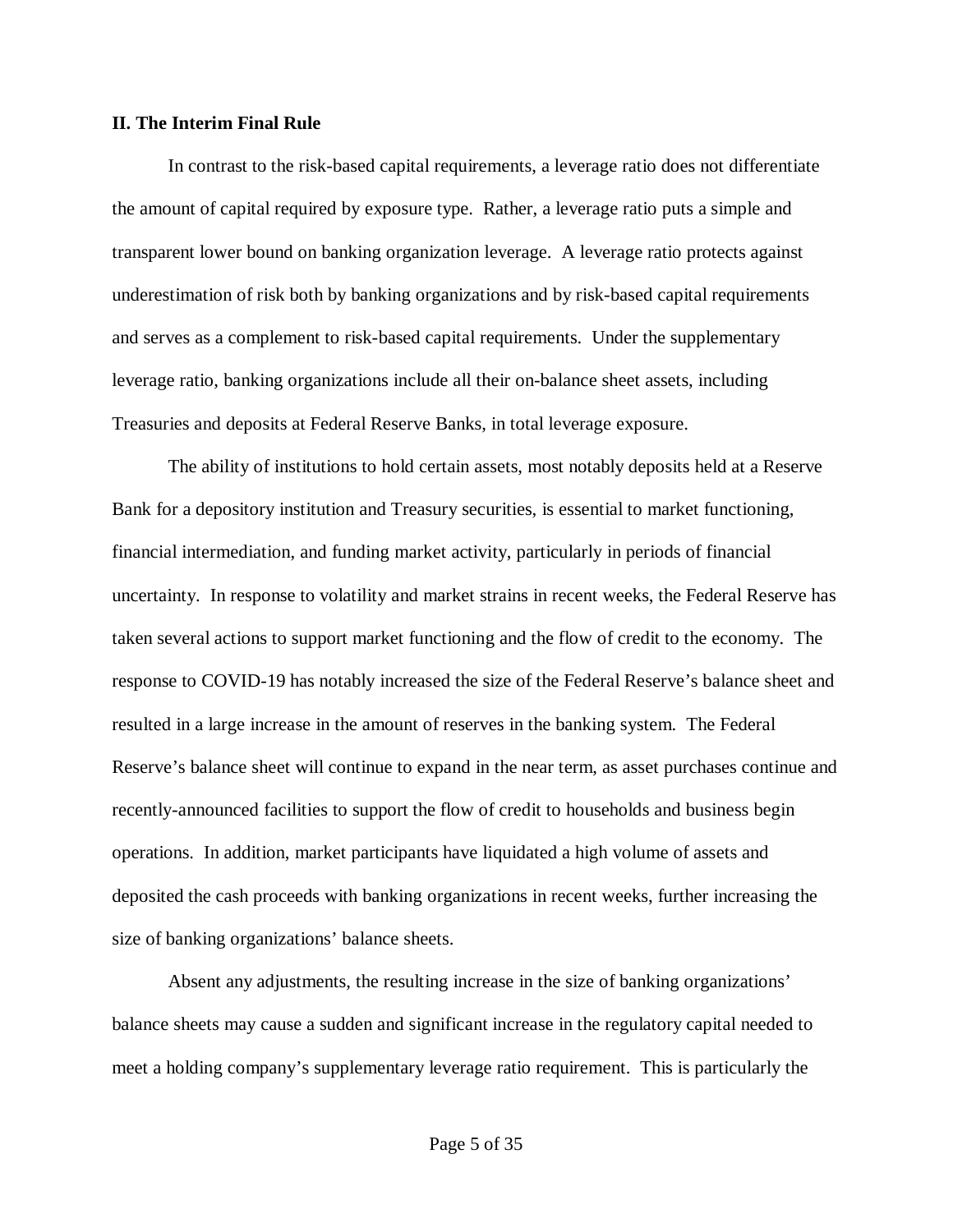## II. The Interim Final Rule

In contrast to the risk-based capital requirements, a leverage ratio does not differentiate the amount of capital required by exposure type. Rather, a leverage ratio puts a simple and transparent lower bound on banking organization leverage. A leverage ratio protects against underestimation of risk both by banking organizations and by risk-based capital requirements and serves as a complement to risk-based capital requirements. Under the supplementary leverage ratio, banking organizations include all their on-balance sheet assets, including Treasuries and deposits at Federal Reserve Banks, in total leverage exposure.

The ability of institutions to hold certain assets, most notably deposits held at a Reserve Bank for a depository institution and Treasury securities, is essential to market functioning, financial intermediation, and funding market activity, particularly in periods of financial uncertainty. In response to volatility and market strains in recent weeks, the Federal Reserve has taken several actions to support market functioning and the flow of credit to the economy. The response to COVID-19 has notably increased the size of the Federal Reserve's balance sheet and resulted in a large increase in the amount of reserves in the banking system. The Federal Reserve's balance sheet will continue to expand in the near term, as asset purchases continue and recently-announced facilities to support the flow of credit to households and business begin operations. In addition, market participants have liquidated a high volume of assets and deposited the cash proceeds with banking organizations in recent weeks, further increasing the size of banking organizations' balance sheets.

Absent any adjustments, the resulting increase in the size of banking organizations' balance sheets may cause a sudden and significant increase in the regulatory capital needed to meet a holding company's supplementary leverage ratio requirement. This is particularly the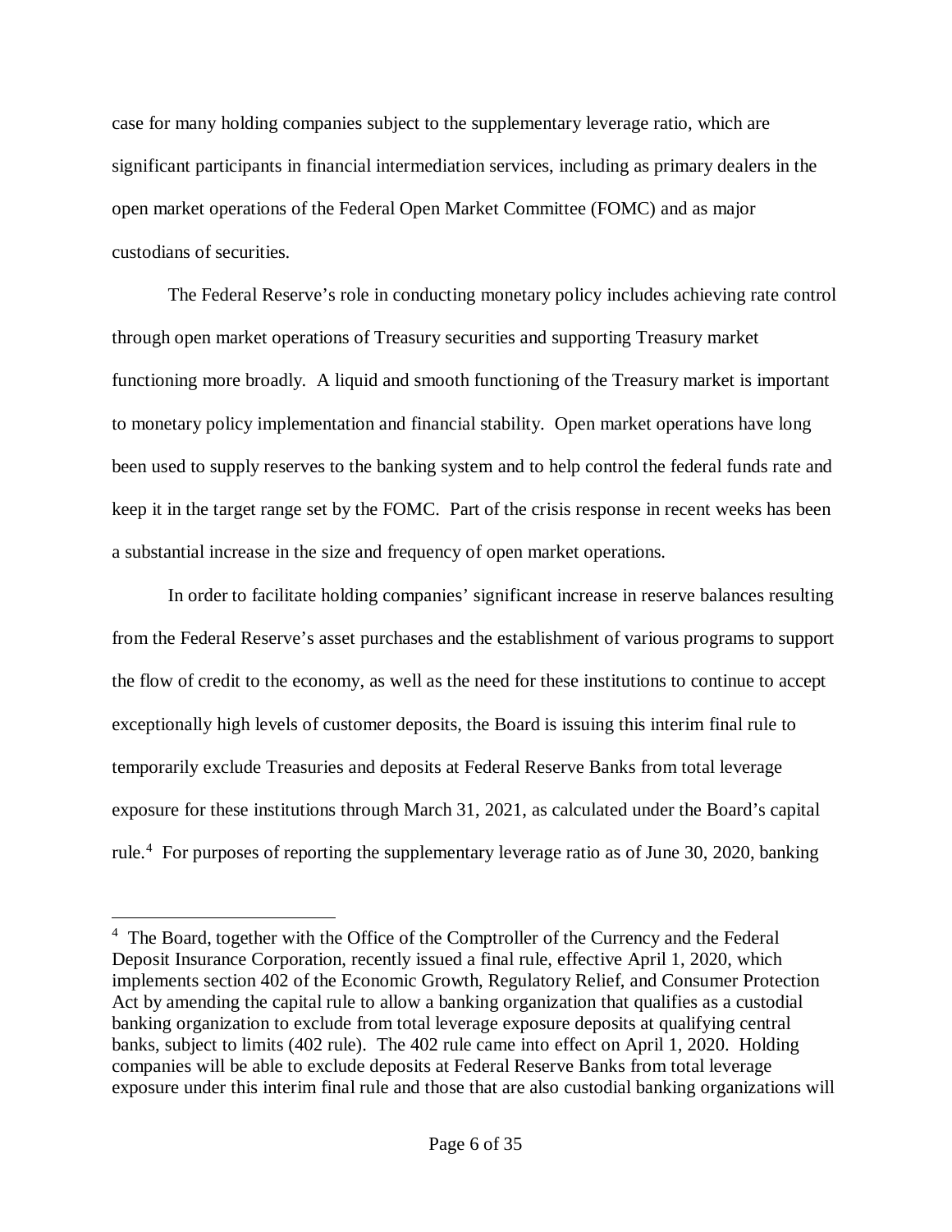case for many holding companies subject to the supplementary leverage ratio, which are significant participants in financial intermediation services, including as primary dealers in the open market operations of the Federal Open Market Committee (FOMC) and as major custodians of securities.

The Federal Reserve's role in conducting monetary policy includes achieving rate control through open market operations of Treasury securities and supporting Treasury market functioning more broadly. A liquid and smooth functioning of the Treasury market is important to monetary policy implementation and financial stability. Open market operations have long been used to supply reserves to the banking system and to help control the federal funds rate and keep it in the target range set by the FOMC. Part of the crisis response in recent weeks has been a substantial increase in the size and frequency of open market operations.

In order to facilitate holding companies' significant increase in reserve balances resulting from the Federal Reserve's asset purchases and the establishment of various programs to support the flow of credit to the economy, as well as the need for these institutions to continue to accept exceptionally high levels of customer deposits, the Board is issuing this interim final rule to temporarily exclude Treasuries and deposits at Federal Reserve Banks from total leverage exposure for these institutions through March 31, 2021, as calculated under the Board's capital rule.[4] For purposes of reporting the supplementary leverage ratio as of June 30, 2020, banking

[4] The Board, together with the Office of the Comptroller of the Currency and the Federal Deposit Insurance Corporation, recently issued a final rule, effective April 1, 2020, which implements section 402 of the Economic Growth, Regulatory Relief, and Consumer Protection Act by amending the capital rule to allow a banking organization that qualifies as a custodial banking organization to exclude from total leverage exposure deposits at qualifying central banks, subject to limits (402 rule). The 402 rule came into effect on April 1, 2020. Holding companies will be able to exclude deposits at Federal Reserve Banks from total leverage exposure under this interim final rule and those that are also custodial banking organizations will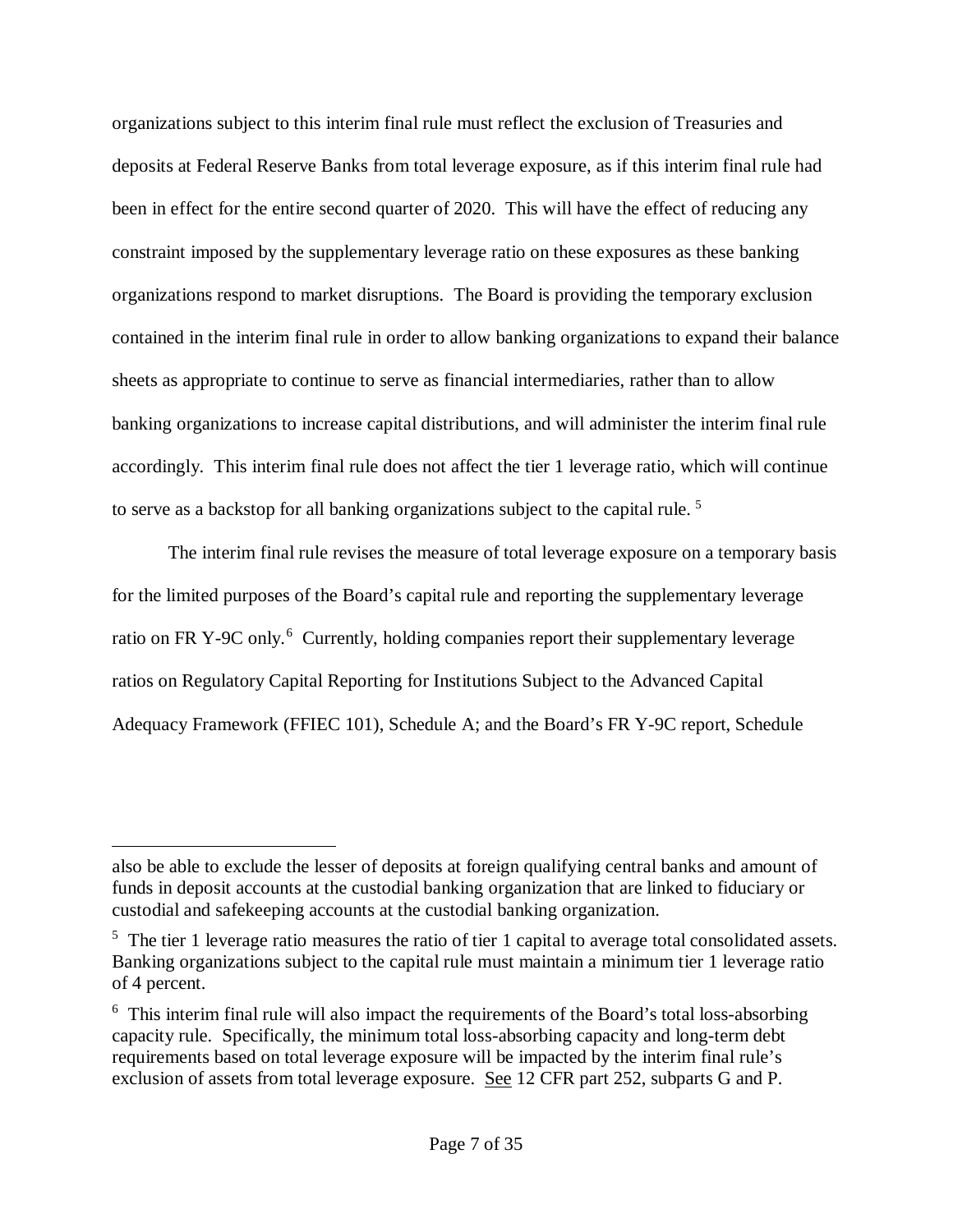organizations subject to this interim final rule must reflect the exclusion of Treasuries and deposits at Federal Reserve Banks from total leverage exposure, as if this interim final rule had been in effect for the entire second quarter of 2020. This will have the effect of reducing any constraint imposed by the supplementary leverage ratio on these exposures as these banking organizations respond to market disruptions. The Board is providing the temporary exclusion contained in the interim final rule in order to allow banking organizations to expand their balance sheets as appropriate to continue to serve as financial intermediaries, rather than to allow banking organizations to increase capital distributions, and will administer the interim final rule accordingly. This interim final rule does not affect the tier 1 leverage ratio, which will continue to serve as a backstop for all banking organizations subject to the capital rule. [5]

The interim final rule revises the measure of total leverage exposure on a temporary basis for the limited purposes of the Board's capital rule and reporting the supplementary leverage ratio on FR Y-9C only. [6] Currently, holding companies report their supplementary leverage ratios on Regulatory Capital Reporting for Institutions Subject to the Advanced Capital Adequacy Framework (FFIEC 101), Schedule A; and the Board's FR Y-9C report, Schedule

---

also be able to exclude the lesser of deposits at foreign qualifying central banks and amount of funds in deposit accounts at the custodial banking organization that are linked to fiduciary or custodial and safekeeping accounts at the custodial banking organization.

[5] The tier 1 leverage ratio measures the ratio of tier 1 capital to average total consolidated assets. Banking organizations subject to the capital rule must maintain a minimum tier 1 leverage ratio of 4 percent.

[6] This interim final rule will also impact the requirements of the Board's total loss-absorbing capacity rule. Specifically, the minimum total loss-absorbing capacity and long-term debt requirements based on total leverage exposure will be impacted by the interim final rule's exclusion of assets from total leverage exposure. See 12 CFR part 252, subparts G and P.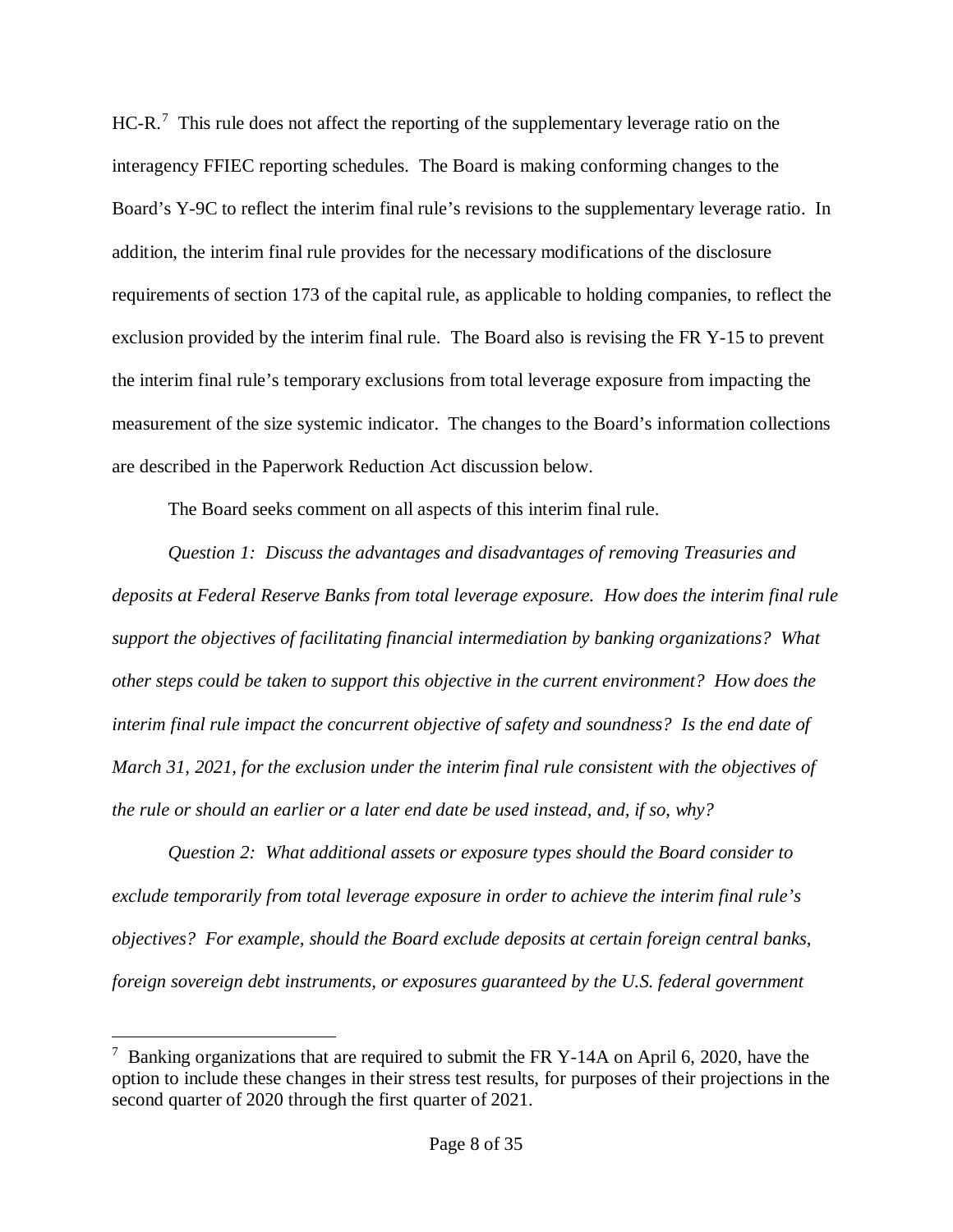HC-R.[7] This rule does not affect the reporting of the supplementary leverage ratio on the interagency FFIEC reporting schedules. The Board is making conforming changes to the Board's Y-9C to reflect the interim final rule's revisions to the supplementary leverage ratio. In addition, the interim final rule provides for the necessary modifications of the disclosure requirements of section 173 of the capital rule, as applicable to holding companies, to reflect the exclusion provided by the interim final rule. The Board also is revising the FR Y-15 to prevent the interim final rule's temporary exclusions from total leverage exposure from impacting the measurement of the size systemic indicator. The changes to the Board's information collections are described in the Paperwork Reduction Act discussion below.

The Board seeks comment on all aspects of this interim final rule.

*Question 1: Discuss the advantages and disadvantages of removing Treasuries and deposits at Federal Reserve Banks from total leverage exposure. How does the interim final rule support the objectives of facilitating financial intermediation by banking organizations? What other steps could be taken to support this objective in the current environment? How does the interim final rule impact the concurrent objective of safety and soundness? Is the end date of March 31, 2021, for the exclusion under the interim final rule consistent with the objectives of the rule or should an earlier or a later end date be used instead, and, if so, why?*

*Question 2: What additional assets or exposure types should the Board consider to exclude temporarily from total leverage exposure in order to achieve the interim final rule's objectives? For example, should the Board exclude deposits at certain foreign central banks, foreign sovereign debt instruments, or exposures guaranteed by the U.S. federal government*

---

[7] Banking organizations that are required to submit the FR Y-14A on April 6, 2020, have the option to include these changes in their stress test results, for purposes of their projections in the second quarter of 2020 through the first quarter of 2021.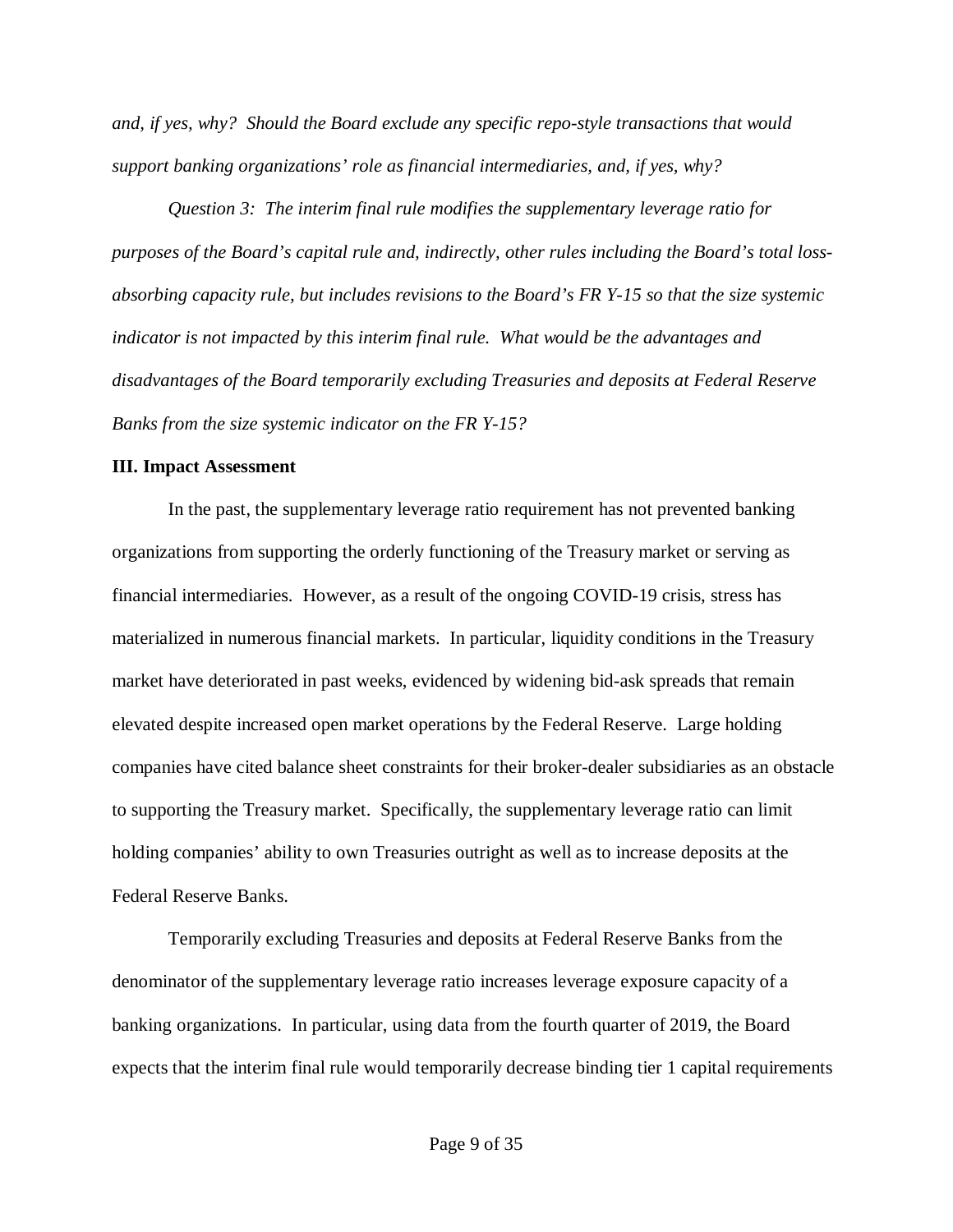*and, if yes, why? Should the Board exclude any specific repo-style transactions that would support banking organizations' role as financial intermediaries, and, if yes, why?*

*Question 3: The interim final rule modifies the supplementary leverage ratio for purposes of the Board's capital rule and, indirectly, other rules including the Board's total loss-absorbing capacity rule, but includes revisions to the Board's FR Y-15 so that the size systemic indicator is not impacted by this interim final rule. What would be the advantages and disadvantages of the Board temporarily excluding Treasuries and deposits at Federal Reserve Banks from the size systemic indicator on the FR Y-15?*

## III. Impact Assessment

In the past, the supplementary leverage ratio requirement has not prevented banking organizations from supporting the orderly functioning of the Treasury market or serving as financial intermediaries. However, as a result of the ongoing COVID-19 crisis, stress has materialized in numerous financial markets. In particular, liquidity conditions in the Treasury market have deteriorated in past weeks, evidenced by widening bid-ask spreads that remain elevated despite increased open market operations by the Federal Reserve. Large holding companies have cited balance sheet constraints for their broker-dealer subsidiaries as an obstacle to supporting the Treasury market. Specifically, the supplementary leverage ratio can limit holding companies' ability to own Treasuries outright as well as to increase deposits at the Federal Reserve Banks.

Temporarily excluding Treasuries and deposits at Federal Reserve Banks from the denominator of the supplementary leverage ratio increases leverage exposure capacity of a banking organizations. In particular, using data from the fourth quarter of 2019, the Board expects that the interim final rule would temporarily decrease binding tier 1 capital requirements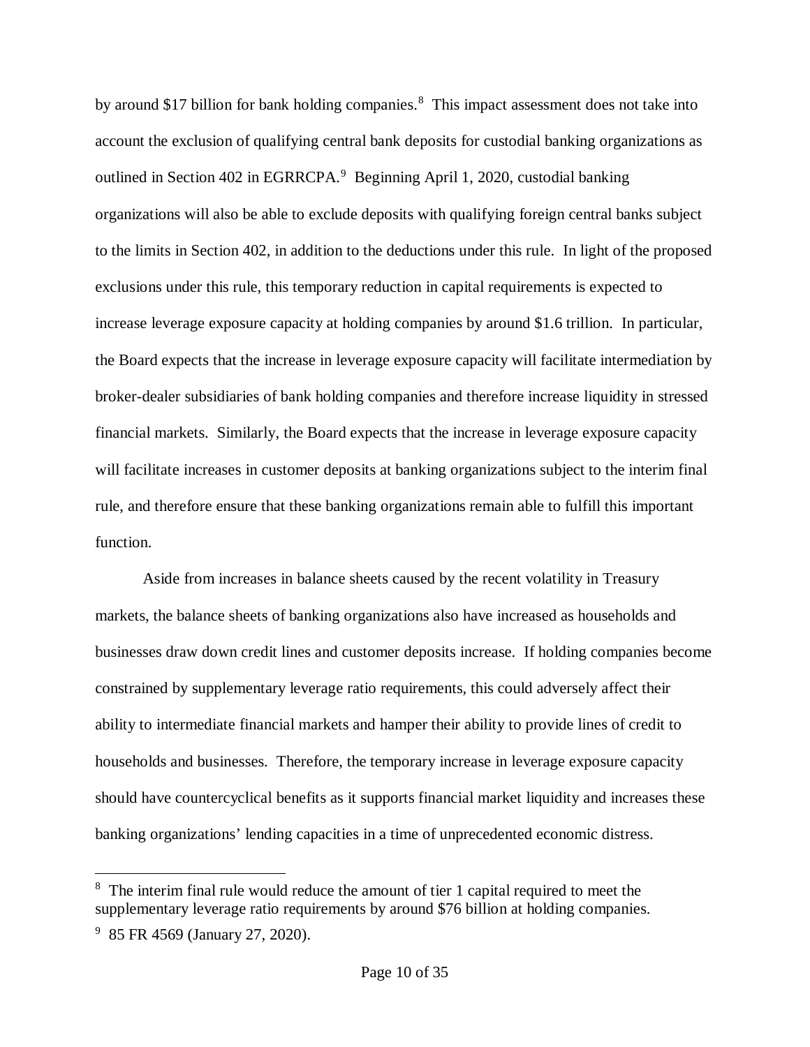by around $17 billion for bank holding companies.[8] This impact assessment does not take into account the exclusion of qualifying central bank deposits for custodial banking organizations as outlined in Section 402 in EGRRCPA.[9] Beginning April 1, 2020, custodial banking organizations will also be able to exclude deposits with qualifying foreign central banks subject to the limits in Section 402, in addition to the deductions under this rule. In light of the proposed exclusions under this rule, this temporary reduction in capital requirements is expected to increase leverage exposure capacity at holding companies by around $1.6 trillion. In particular, the Board expects that the increase in leverage exposure capacity will facilitate intermediation by broker-dealer subsidiaries of bank holding companies and therefore increase liquidity in stressed financial markets. Similarly, the Board expects that the increase in leverage exposure capacity will facilitate increases in customer deposits at banking organizations subject to the interim final rule, and therefore ensure that these banking organizations remain able to fulfill this important function.

Aside from increases in balance sheets caused by the recent volatility in Treasury markets, the balance sheets of banking organizations also have increased as households and businesses draw down credit lines and customer deposits increase. If holding companies become constrained by supplementary leverage ratio requirements, this could adversely affect their ability to intermediate financial markets and hamper their ability to provide lines of credit to households and businesses. Therefore, the temporary increase in leverage exposure capacity should have countercyclical benefits as it supports financial market liquidity and increases these banking organizations' lending capacities in a time of unprecedented economic distress.

---

[8] The interim final rule would reduce the amount of tier 1 capital required to meet the supplementary leverage ratio requirements by around $76 billion at holding companies.

[9] 85 FR 4569 (January 27, 2020).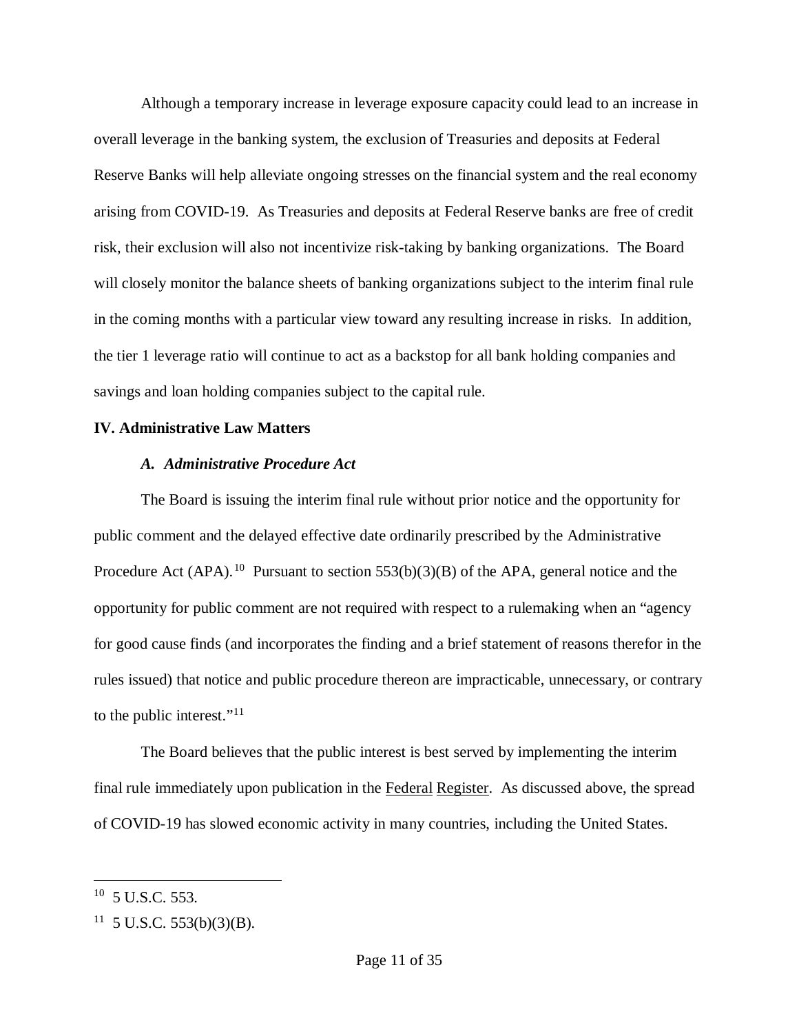Although a temporary increase in leverage exposure capacity could lead to an increase in overall leverage in the banking system, the exclusion of Treasuries and deposits at Federal Reserve Banks will help alleviate ongoing stresses on the financial system and the real economy arising from COVID-19. As Treasuries and deposits at Federal Reserve banks are free of credit risk, their exclusion will also not incentivize risk-taking by banking organizations. The Board will closely monitor the balance sheets of banking organizations subject to the interim final rule in the coming months with a particular view toward any resulting increase in risks. In addition, the tier 1 leverage ratio will continue to act as a backstop for all bank holding companies and savings and loan holding companies subject to the capital rule.

## IV. Administrative Law Matters

### *A. Administrative Procedure Act*

The Board is issuing the interim final rule without prior notice and the opportunity for public comment and the delayed effective date ordinarily prescribed by the Administrative Procedure Act (APA).[10] Pursuant to section 553(b)(3)(B) of the APA, general notice and the opportunity for public comment are not required with respect to a rulemaking when an "agency for good cause finds (and incorporates the finding and a brief statement of reasons therefor in the rules issued) that notice and public procedure thereon are impracticable, unnecessary, or contrary to the public interest."[11]

The Board believes that the public interest is best served by implementing the interim final rule immediately upon publication in the Federal Register. As discussed above, the spread of COVID-19 has slowed economic activity in many countries, including the United States.

---

[10] 5 U.S.C. 553.

[11] 5 U.S.C. 553(b)(3)(B).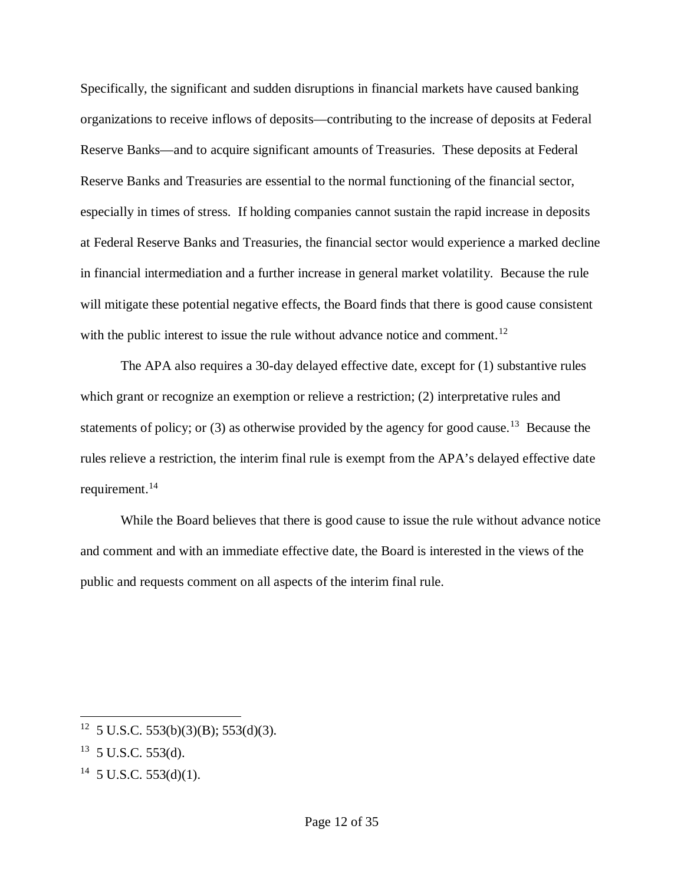Specifically, the significant and sudden disruptions in financial markets have caused banking organizations to receive inflows of deposits—contributing to the increase of deposits at Federal Reserve Banks—and to acquire significant amounts of Treasuries. These deposits at Federal Reserve Banks and Treasuries are essential to the normal functioning of the financial sector, especially in times of stress. If holding companies cannot sustain the rapid increase in deposits at Federal Reserve Banks and Treasuries, the financial sector would experience a marked decline in financial intermediation and a further increase in general market volatility. Because the rule will mitigate these potential negative effects, the Board finds that there is good cause consistent with the public interest to issue the rule without advance notice and comment.[12]

The APA also requires a 30-day delayed effective date, except for (1) substantive rules which grant or recognize an exemption or relieve a restriction; (2) interpretative rules and statements of policy; or (3) as otherwise provided by the agency for good cause.[13] Because the rules relieve a restriction, the interim final rule is exempt from the APA's delayed effective date requirement.[14]

While the Board believes that there is good cause to issue the rule without advance notice and comment and with an immediate effective date, the Board is interested in the views of the public and requests comment on all aspects of the interim final rule.

---

[12] 5 U.S.C. 553(b)(3)(B); 553(d)(3).

[13] 5 U.S.C. 553(d).

[14] 5 U.S.C. 553(d)(1).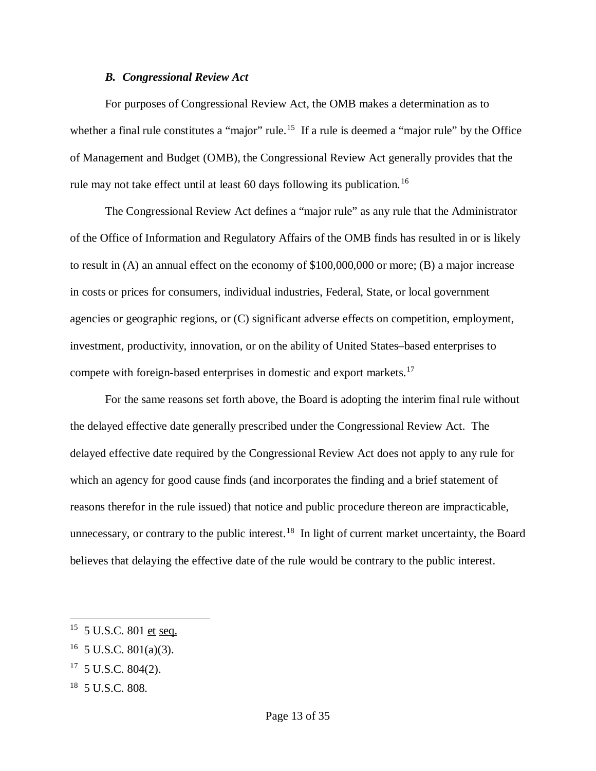### *B. Congressional Review Act*

For purposes of Congressional Review Act, the OMB makes a determination as to whether a final rule constitutes a "major" rule.[15] If a rule is deemed a "major rule" by the Office of Management and Budget (OMB), the Congressional Review Act generally provides that the rule may not take effect until at least 60 days following its publication.[16]

The Congressional Review Act defines a "major rule" as any rule that the Administrator of the Office of Information and Regulatory Affairs of the OMB finds has resulted in or is likely to result in (A) an annual effect on the economy of $100,000,000 or more; (B) a major increase in costs or prices for consumers, individual industries, Federal, State, or local government agencies or geographic regions, or (C) significant adverse effects on competition, employment, investment, productivity, innovation, or on the ability of United States–based enterprises to compete with foreign-based enterprises in domestic and export markets.[17]

For the same reasons set forth above, the Board is adopting the interim final rule without the delayed effective date generally prescribed under the Congressional Review Act. The delayed effective date required by the Congressional Review Act does not apply to any rule for which an agency for good cause finds (and incorporates the finding and a brief statement of reasons therefor in the rule issued) that notice and public procedure thereon are impracticable, unnecessary, or contrary to the public interest.[18] In light of current market uncertainty, the Board believes that delaying the effective date of the rule would be contrary to the public interest.

---

[15] 5 U.S.C. 801 et seq.

[16] 5 U.S.C. 801(a)(3).

[17] 5 U.S.C. 804(2).

[18] 5 U.S.C. 808.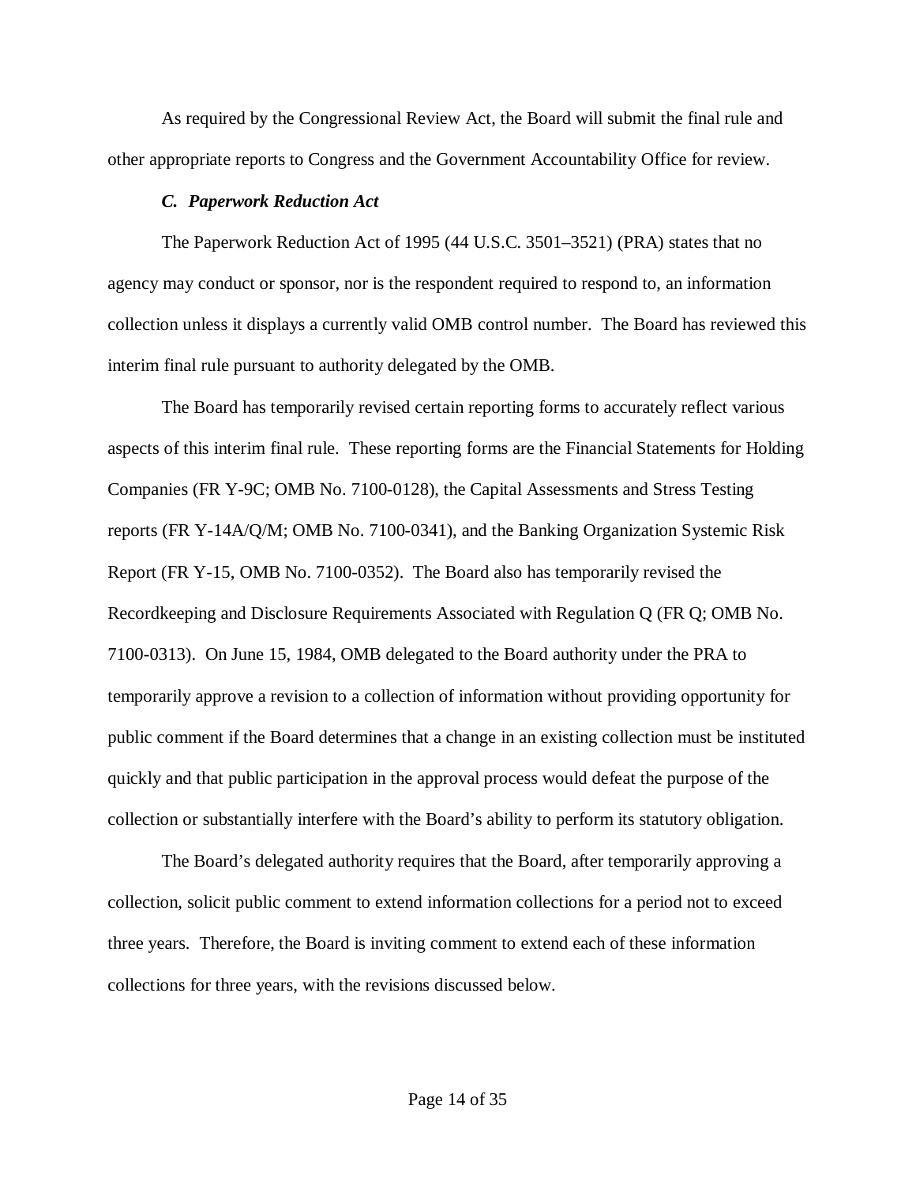As required by the Congressional Review Act, the Board will submit the final rule and other appropriate reports to Congress and the Government Accountability Office for review.

### *C. Paperwork Reduction Act*

The Paperwork Reduction Act of 1995 (44 U.S.C. 3501–3521) (PRA) states that no agency may conduct or sponsor, nor is the respondent required to respond to, an information collection unless it displays a currently valid OMB control number. The Board has reviewed this interim final rule pursuant to authority delegated by the OMB.

The Board has temporarily revised certain reporting forms to accurately reflect various aspects of this interim final rule. These reporting forms are the Financial Statements for Holding Companies (FR Y-9C; OMB No. 7100-0128), the Capital Assessments and Stress Testing reports (FR Y-14A/Q/M; OMB No. 7100-0341), and the Banking Organization Systemic Risk Report (FR Y-15, OMB No. 7100-0352). The Board also has temporarily revised the Recordkeeping and Disclosure Requirements Associated with Regulation Q (FR Q; OMB No. 7100-0313). On June 15, 1984, OMB delegated to the Board authority under the PRA to temporarily approve a revision to a collection of information without providing opportunity for public comment if the Board determines that a change in an existing collection must be instituted quickly and that public participation in the approval process would defeat the purpose of the collection or substantially interfere with the Board's ability to perform its statutory obligation.

The Board's delegated authority requires that the Board, after temporarily approving a collection, solicit public comment to extend information collections for a period not to exceed three years. Therefore, the Board is inviting comment to extend each of these information collections for three years, with the revisions discussed below.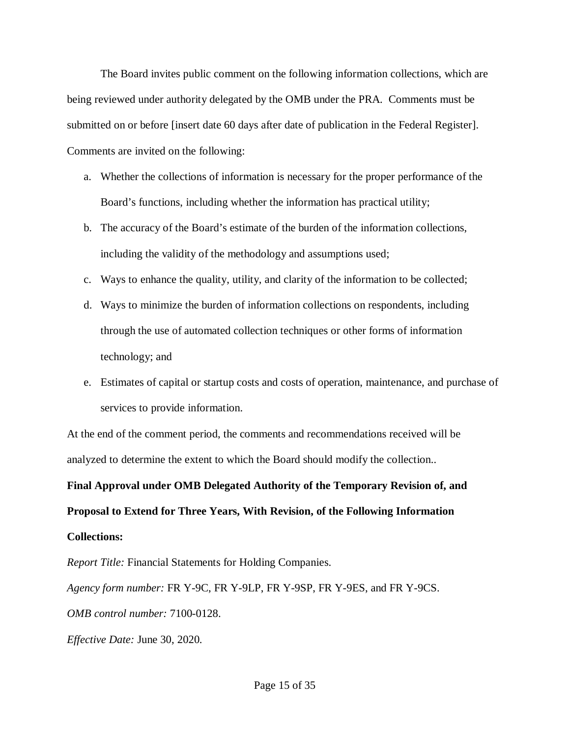The Board invites public comment on the following information collections, which are being reviewed under authority delegated by the OMB under the PRA. Comments must be submitted on or before [insert date 60 days after date of publication in the Federal Register]. Comments are invited on the following:

a. Whether the collections of information is necessary for the proper performance of the Board's functions, including whether the information has practical utility;
b. The accuracy of the Board's estimate of the burden of the information collections, including the validity of the methodology and assumptions used;
c. Ways to enhance the quality, utility, and clarity of the information to be collected;
d. Ways to minimize the burden of information collections on respondents, including through the use of automated collection techniques or other forms of information technology; and
e. Estimates of capital or startup costs and costs of operation, maintenance, and purchase of services to provide information.

At the end of the comment period, the comments and recommendations received will be analyzed to determine the extent to which the Board should modify the collection..

**Final Approval under OMB Delegated Authority of the Temporary Revision of, and Proposal to Extend for Three Years, With Revision, of the Following Information Collections:**

*Report Title:* Financial Statements for Holding Companies.

*Agency form number:* FR Y-9C, FR Y-9LP, FR Y-9SP, FR Y-9ES, and FR Y-9CS.

*OMB control number:* 7100-0128.

*Effective Date:* June 30, 2020.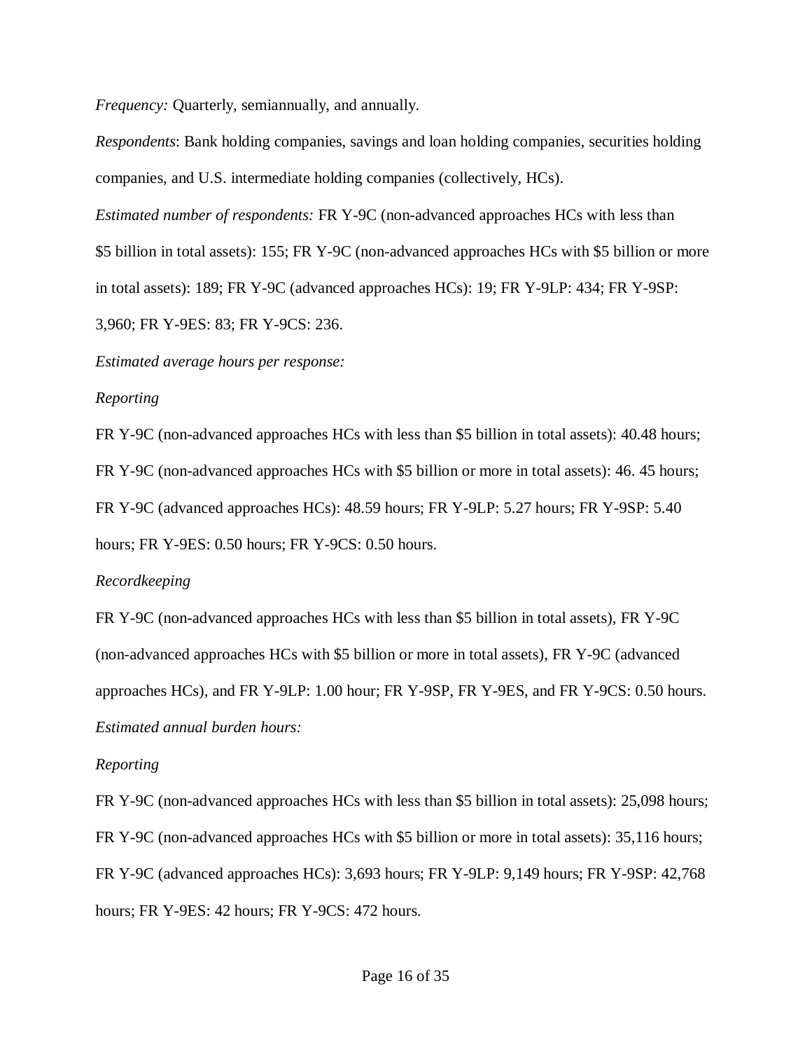*Frequency:* Quarterly, semiannually, and annually.

*Respondents*: Bank holding companies, savings and loan holding companies, securities holding companies, and U.S. intermediate holding companies (collectively, HCs).

*Estimated number of respondents:* FR Y-9C (non-advanced approaches HCs with less than $5 billion in total assets): 155; FR Y-9C (non-advanced approaches HCs with $5 billion or more in total assets): 189; FR Y-9C (advanced approaches HCs): 19; FR Y-9LP: 434; FR Y-9SP: 3,960; FR Y-9ES: 83; FR Y-9CS: 236.

*Estimated average hours per response:*

*Reporting*

FR Y-9C (non-advanced approaches HCs with less than $5 billion in total assets): 40.48 hours; FR Y-9C (non-advanced approaches HCs with $5 billion or more in total assets): 46. 45 hours; FR Y-9C (advanced approaches HCs): 48.59 hours; FR Y-9LP: 5.27 hours; FR Y-9SP: 5.40 hours; FR Y-9ES: 0.50 hours; FR Y-9CS: 0.50 hours.

*Recordkeeping*

FR Y-9C (non-advanced approaches HCs with less than $5 billion in total assets), FR Y-9C (non-advanced approaches HCs with $5 billion or more in total assets), FR Y-9C (advanced approaches HCs), and FR Y-9LP: 1.00 hour; FR Y-9SP, FR Y-9ES, and FR Y-9CS: 0.50 hours.

*Estimated annual burden hours:*

*Reporting*

FR Y-9C (non-advanced approaches HCs with less than $5 billion in total assets): 25,098 hours; FR Y-9C (non-advanced approaches HCs with $5 billion or more in total assets): 35,116 hours; FR Y-9C (advanced approaches HCs): 3,693 hours; FR Y-9LP: 9,149 hours; FR Y-9SP: 42,768 hours; FR Y-9ES: 42 hours; FR Y-9CS: 472 hours.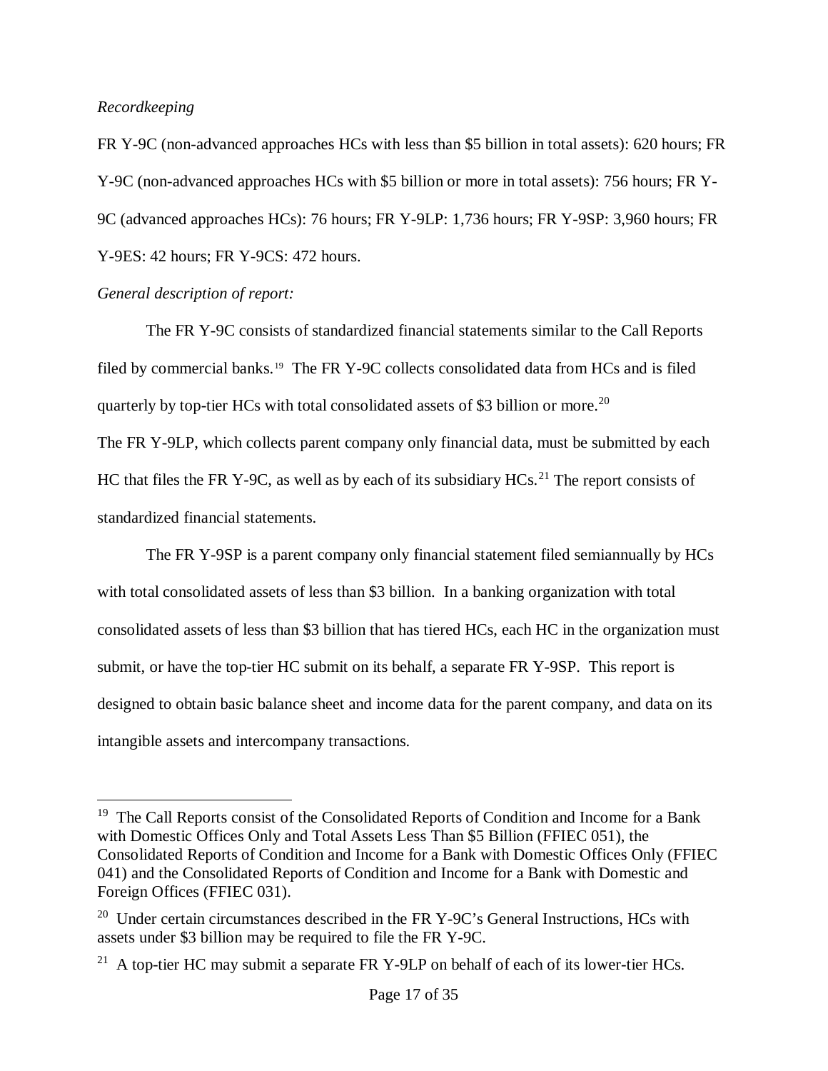*Recordkeeping*

FR Y-9C (non-advanced approaches HCs with less than $5 billion in total assets): 620 hours; FR Y-9C (non-advanced approaches HCs with $5 billion or more in total assets): 756 hours; FR Y-9C (advanced approaches HCs): 76 hours; FR Y-9LP: 1,736 hours; FR Y-9SP: 3,960 hours; FR Y-9ES: 42 hours; FR Y-9CS: 472 hours.

*General description of report:*

The FR Y-9C consists of standardized financial statements similar to the Call Reports filed by commercial banks.[19] The FR Y-9C collects consolidated data from HCs and is filed quarterly by top-tier HCs with total consolidated assets of $3 billion or more.[20]

The FR Y-9LP, which collects parent company only financial data, must be submitted by each HC that files the FR Y-9C, as well as by each of its subsidiary HCs.[21] The report consists of standardized financial statements.

The FR Y-9SP is a parent company only financial statement filed semiannually by HCs with total consolidated assets of less than $3 billion. In a banking organization with total consolidated assets of less than $3 billion that has tiered HCs, each HC in the organization must submit, or have the top-tier HC submit on its behalf, a separate FR Y-9SP. This report is designed to obtain basic balance sheet and income data for the parent company, and data on its intangible assets and intercompany transactions.

---

[19] The Call Reports consist of the Consolidated Reports of Condition and Income for a Bank with Domestic Offices Only and Total Assets Less Than $5 Billion (FFIEC 051), the Consolidated Reports of Condition and Income for a Bank with Domestic Offices Only (FFIEC 041) and the Consolidated Reports of Condition and Income for a Bank with Domestic and Foreign Offices (FFIEC 031).

[20] Under certain circumstances described in the FR Y-9C's General Instructions, HCs with assets under $3 billion may be required to file the FR Y-9C.

[21] A top-tier HC may submit a separate FR Y-9LP on behalf of each of its lower-tier HCs.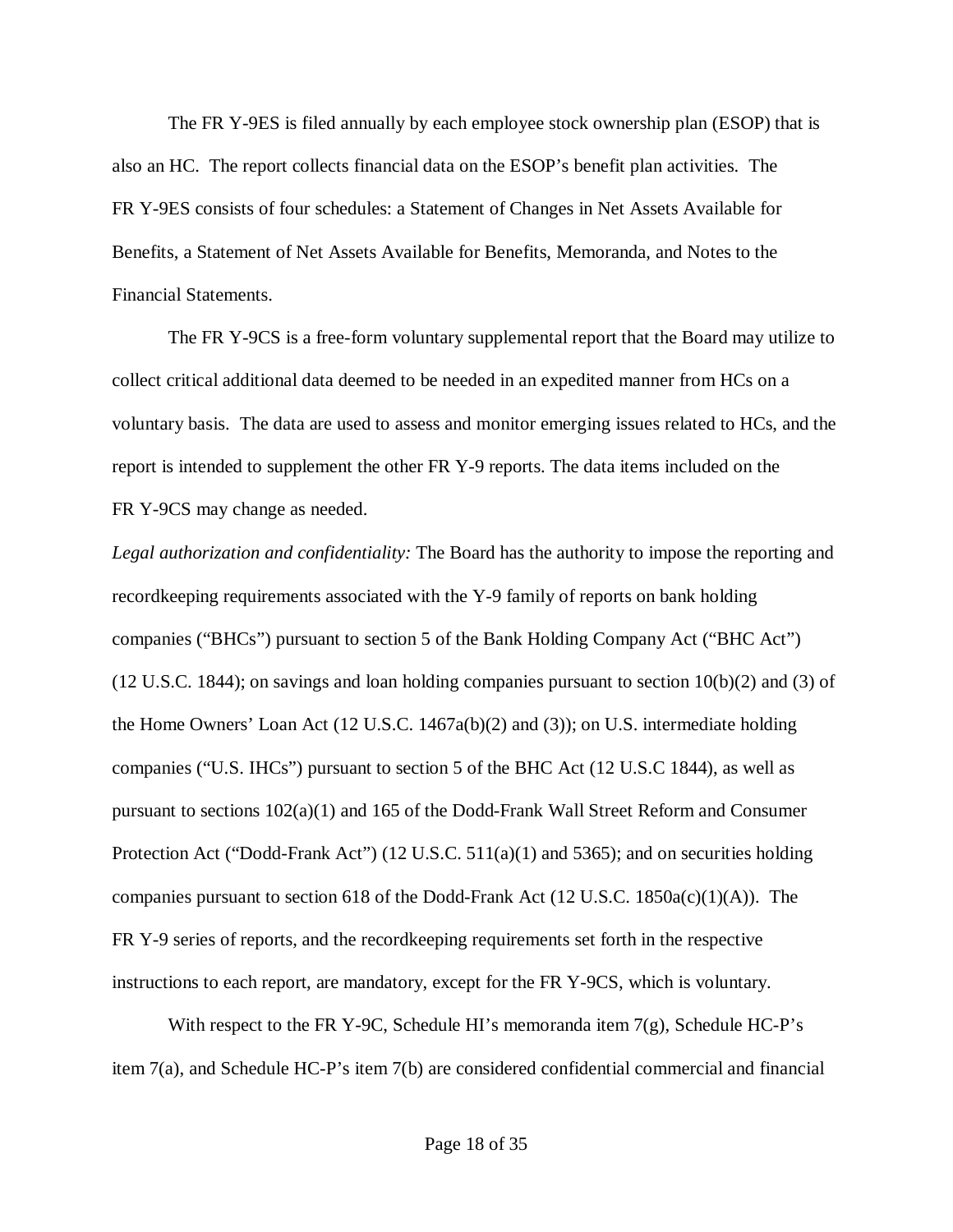The FR Y-9ES is filed annually by each employee stock ownership plan (ESOP) that is also an HC. The report collects financial data on the ESOP's benefit plan activities. The FR Y-9ES consists of four schedules: a Statement of Changes in Net Assets Available for Benefits, a Statement of Net Assets Available for Benefits, Memoranda, and Notes to the Financial Statements.

The FR Y-9CS is a free-form voluntary supplemental report that the Board may utilize to collect critical additional data deemed to be needed in an expedited manner from HCs on a voluntary basis. The data are used to assess and monitor emerging issues related to HCs, and the report is intended to supplement the other FR Y-9 reports. The data items included on the FR Y-9CS may change as needed.

*Legal authorization and confidentiality:* The Board has the authority to impose the reporting and recordkeeping requirements associated with the Y-9 family of reports on bank holding companies ("BHCs") pursuant to section 5 of the Bank Holding Company Act ("BHC Act") (12 U.S.C. 1844); on savings and loan holding companies pursuant to section 10(b)(2) and (3) of the Home Owners' Loan Act (12 U.S.C. 1467a(b)(2) and (3)); on U.S. intermediate holding companies ("U.S. IHCs") pursuant to section 5 of the BHC Act (12 U.S.C 1844), as well as pursuant to sections 102(a)(1) and 165 of the Dodd-Frank Wall Street Reform and Consumer Protection Act ("Dodd-Frank Act") (12 U.S.C. 511(a)(1) and 5365); and on securities holding companies pursuant to section 618 of the Dodd-Frank Act (12 U.S.C. 1850a(c)(1)(A)). The FR Y-9 series of reports, and the recordkeeping requirements set forth in the respective instructions to each report, are mandatory, except for the FR Y-9CS, which is voluntary.

With respect to the FR Y-9C, Schedule HI's memoranda item 7(g), Schedule HC-P's item 7(a), and Schedule HC-P's item 7(b) are considered confidential commercial and financial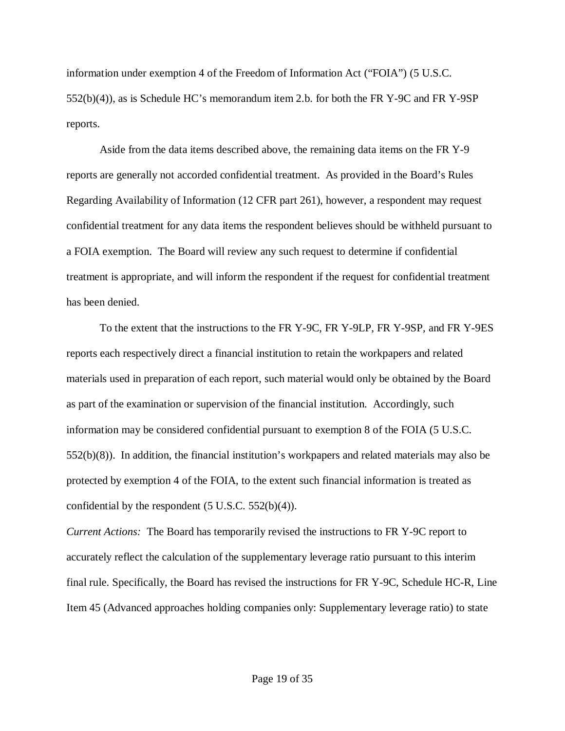information under exemption 4 of the Freedom of Information Act ("FOIA") (5 U.S.C. 552(b)(4)), as is Schedule HC's memorandum item 2.b. for both the FR Y-9C and FR Y-9SP reports.

Aside from the data items described above, the remaining data items on the FR Y-9 reports are generally not accorded confidential treatment. As provided in the Board's Rules Regarding Availability of Information (12 CFR part 261), however, a respondent may request confidential treatment for any data items the respondent believes should be withheld pursuant to a FOIA exemption. The Board will review any such request to determine if confidential treatment is appropriate, and will inform the respondent if the request for confidential treatment has been denied.

To the extent that the instructions to the FR Y-9C, FR Y-9LP, FR Y-9SP, and FR Y-9ES reports each respectively direct a financial institution to retain the workpapers and related materials used in preparation of each report, such material would only be obtained by the Board as part of the examination or supervision of the financial institution. Accordingly, such information may be considered confidential pursuant to exemption 8 of the FOIA (5 U.S.C. 552(b)(8)). In addition, the financial institution's workpapers and related materials may also be protected by exemption 4 of the FOIA, to the extent such financial information is treated as confidential by the respondent (5 U.S.C. 552(b)(4)).

*Current Actions:* The Board has temporarily revised the instructions to FR Y-9C report to accurately reflect the calculation of the supplementary leverage ratio pursuant to this interim final rule. Specifically, the Board has revised the instructions for FR Y-9C, Schedule HC-R, Line Item 45 (Advanced approaches holding companies only: Supplementary leverage ratio) to state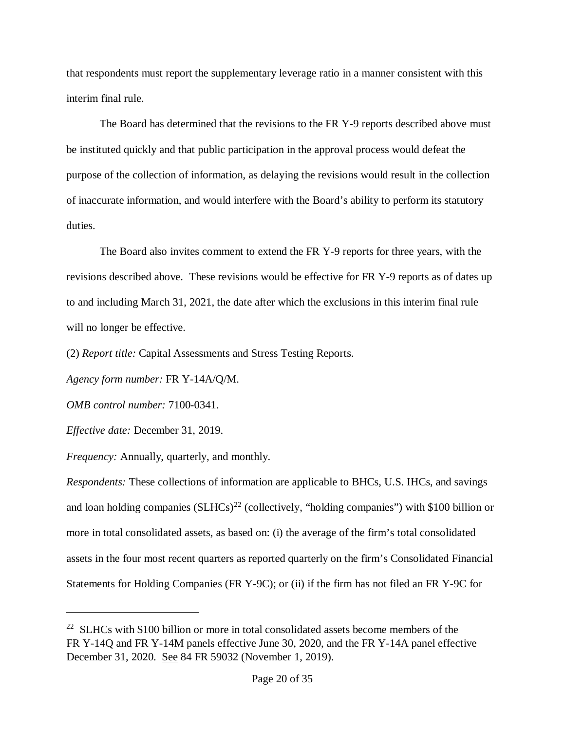that respondents must report the supplementary leverage ratio in a manner consistent with this interim final rule.

The Board has determined that the revisions to the FR Y-9 reports described above must be instituted quickly and that public participation in the approval process would defeat the purpose of the collection of information, as delaying the revisions would result in the collection of inaccurate information, and would interfere with the Board's ability to perform its statutory duties.

The Board also invites comment to extend the FR Y-9 reports for three years, with the revisions described above. These revisions would be effective for FR Y-9 reports as of dates up to and including March 31, 2021, the date after which the exclusions in this interim final rule will no longer be effective.

(2) *Report title:* Capital Assessments and Stress Testing Reports.

*Agency form number:* FR Y-14A/Q/M.

*OMB control number:* 7100-0341.

*Effective date:* December 31, 2019.

*Frequency:* Annually, quarterly, and monthly.

*Respondents:* These collections of information are applicable to BHCs, U.S. IHCs, and savings and loan holding companies (SLHCs)[22] (collectively, "holding companies") with $100 billion or more in total consolidated assets, as based on: (i) the average of the firm's total consolidated assets in the four most recent quarters as reported quarterly on the firm's Consolidated Financial Statements for Holding Companies (FR Y-9C); or (ii) if the firm has not filed an FR Y-9C for

---

[22] SLHCs with $100 billion or more in total consolidated assets become members of the FR Y-14Q and FR Y-14M panels effective June 30, 2020, and the FR Y-14A panel effective December 31, 2020. See 84 FR 59032 (November 1, 2019).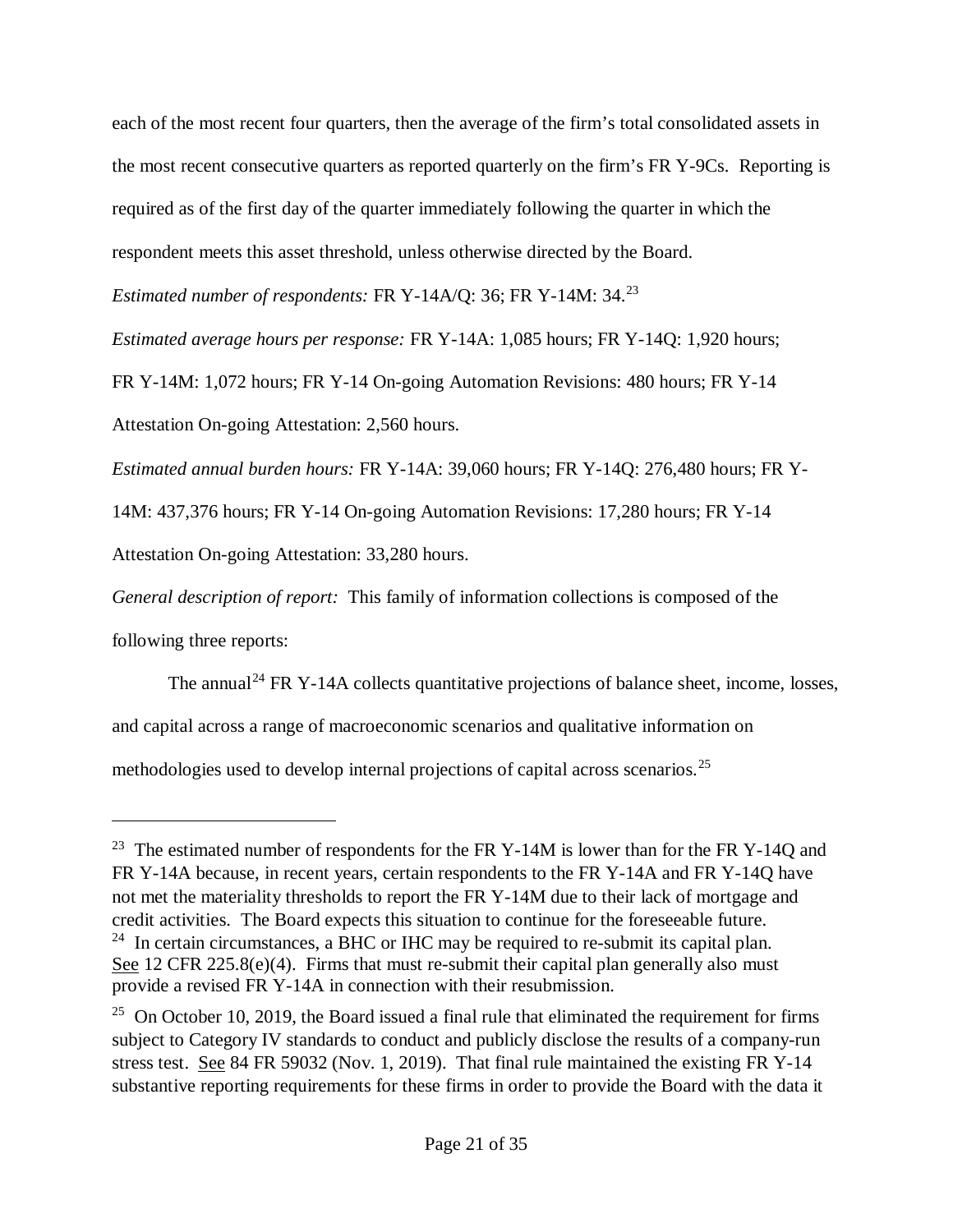each of the most recent four quarters, then the average of the firm's total consolidated assets in the most recent consecutive quarters as reported quarterly on the firm's FR Y-9Cs. Reporting is required as of the first day of the quarter immediately following the quarter in which the respondent meets this asset threshold, unless otherwise directed by the Board.

*Estimated number of respondents:* FR Y-14A/Q: 36; FR Y-14M: 34.[23]

*Estimated average hours per response:* FR Y-14A: 1,085 hours; FR Y-14Q: 1,920 hours; FR Y-14M: 1,072 hours; FR Y-14 On-going Automation Revisions: 480 hours; FR Y-14 Attestation On-going Attestation: 2,560 hours.

*Estimated annual burden hours:* FR Y-14A: 39,060 hours; FR Y-14Q: 276,480 hours; FR Y-14M: 437,376 hours; FR Y-14 On-going Automation Revisions: 17,280 hours; FR Y-14 Attestation On-going Attestation: 33,280 hours.

*General description of report:* This family of information collections is composed of the following three reports:

The annual[24] FR Y-14A collects quantitative projections of balance sheet, income, losses, and capital across a range of macroeconomic scenarios and qualitative information on methodologies used to develop internal projections of capital across scenarios.[25]

---

[23] The estimated number of respondents for the FR Y-14M is lower than for the FR Y-14Q and FR Y-14A because, in recent years, certain respondents to the FR Y-14A and FR Y-14Q have not met the materiality thresholds to report the FR Y-14M due to their lack of mortgage and credit activities. The Board expects this situation to continue for the foreseeable future.

[24] In certain circumstances, a BHC or IHC may be required to re-submit its capital plan. See 12 CFR 225.8(e)(4). Firms that must re-submit their capital plan generally also must provide a revised FR Y-14A in connection with their resubmission.

[25] On October 10, 2019, the Board issued a final rule that eliminated the requirement for firms subject to Category IV standards to conduct and publicly disclose the results of a company-run stress test. See 84 FR 59032 (Nov. 1, 2019). That final rule maintained the existing FR Y-14 substantive reporting requirements for these firms in order to provide the Board with the data it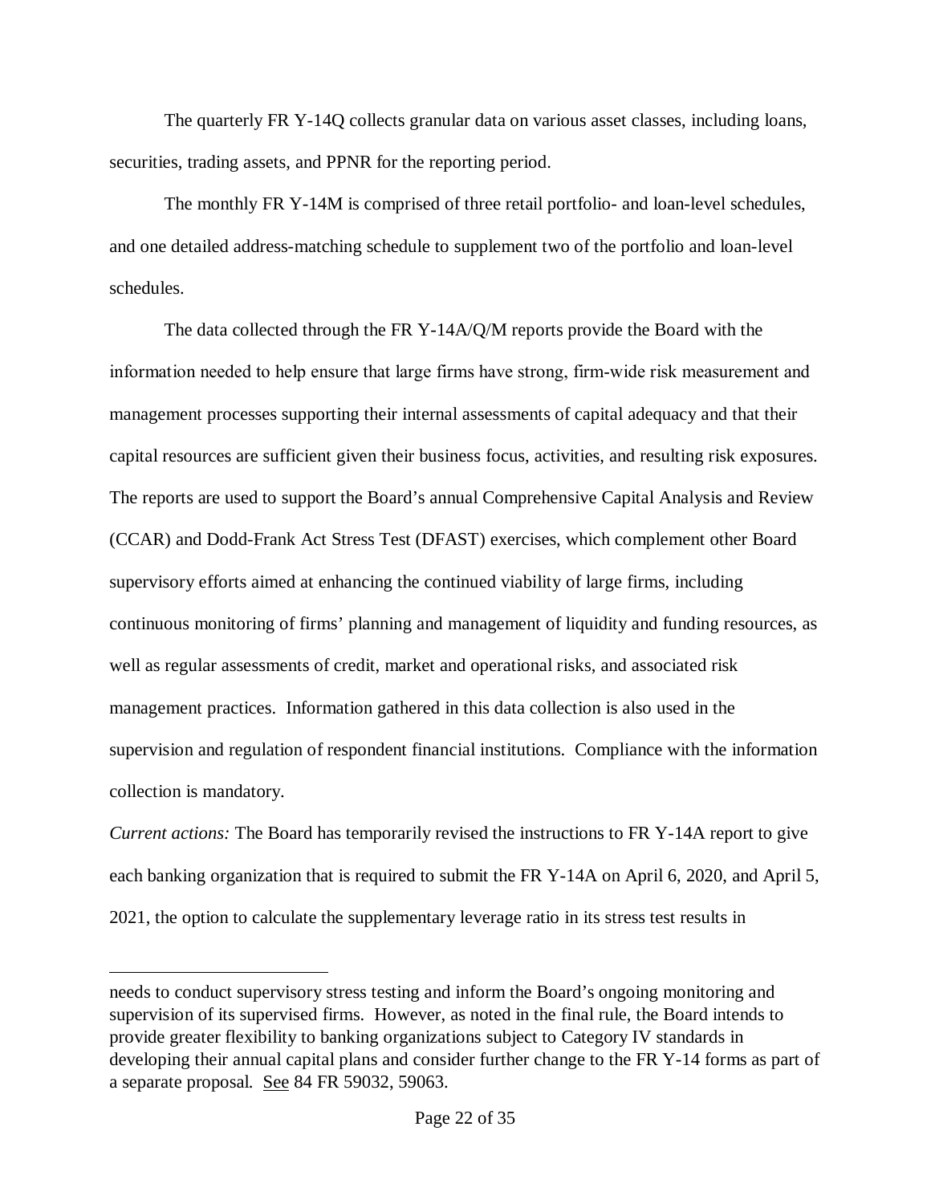The quarterly FR Y-14Q collects granular data on various asset classes, including loans, securities, trading assets, and PPNR for the reporting period.

The monthly FR Y-14M is comprised of three retail portfolio- and loan-level schedules, and one detailed address-matching schedule to supplement two of the portfolio and loan-level schedules.

The data collected through the FR Y-14A/Q/M reports provide the Board with the information needed to help ensure that large firms have strong, firm-wide risk measurement and management processes supporting their internal assessments of capital adequacy and that their capital resources are sufficient given their business focus, activities, and resulting risk exposures. The reports are used to support the Board's annual Comprehensive Capital Analysis and Review (CCAR) and Dodd-Frank Act Stress Test (DFAST) exercises, which complement other Board supervisory efforts aimed at enhancing the continued viability of large firms, including continuous monitoring of firms' planning and management of liquidity and funding resources, as well as regular assessments of credit, market and operational risks, and associated risk management practices. Information gathered in this data collection is also used in the supervision and regulation of respondent financial institutions. Compliance with the information collection is mandatory.

*Current actions:* The Board has temporarily revised the instructions to FR Y-14A report to give each banking organization that is required to submit the FR Y-14A on April 6, 2020, and April 5, 2021, the option to calculate the supplementary leverage ratio in its stress test results in

---

needs to conduct supervisory stress testing and inform the Board's ongoing monitoring and supervision of its supervised firms. However, as noted in the final rule, the Board intends to provide greater flexibility to banking organizations subject to Category IV standards in developing their annual capital plans and consider further change to the FR Y-14 forms as part of a separate proposal. See 84 FR 59032, 59063.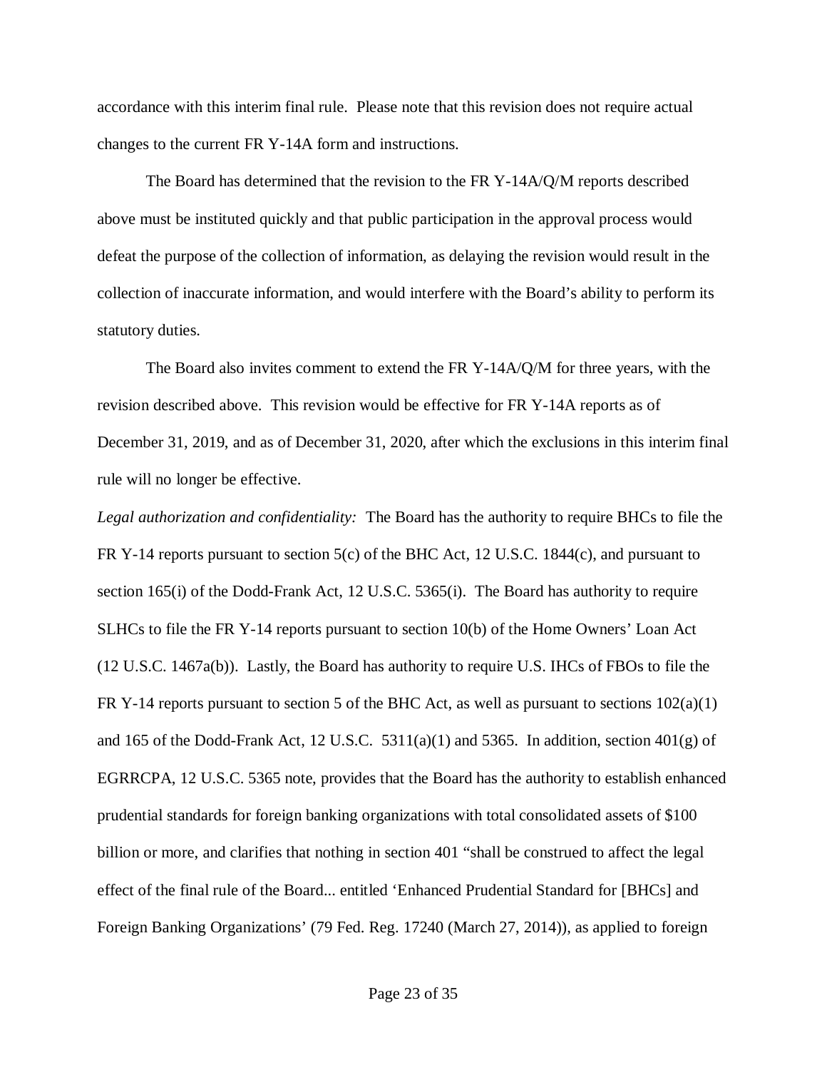accordance with this interim final rule. Please note that this revision does not require actual changes to the current FR Y-14A form and instructions.

The Board has determined that the revision to the FR Y-14A/Q/M reports described above must be instituted quickly and that public participation in the approval process would defeat the purpose of the collection of information, as delaying the revision would result in the collection of inaccurate information, and would interfere with the Board's ability to perform its statutory duties.

The Board also invites comment to extend the FR Y-14A/Q/M for three years, with the revision described above. This revision would be effective for FR Y-14A reports as of December 31, 2019, and as of December 31, 2020, after which the exclusions in this interim final rule will no longer be effective.

*Legal authorization and confidentiality:* The Board has the authority to require BHCs to file the FR Y-14 reports pursuant to section 5(c) of the BHC Act, 12 U.S.C. 1844(c), and pursuant to section 165(i) of the Dodd-Frank Act, 12 U.S.C. 5365(i). The Board has authority to require SLHCs to file the FR Y-14 reports pursuant to section 10(b) of the Home Owners' Loan Act (12 U.S.C. 1467a(b)). Lastly, the Board has authority to require U.S. IHCs of FBOs to file the FR Y-14 reports pursuant to section 5 of the BHC Act, as well as pursuant to sections 102(a)(1) and 165 of the Dodd-Frank Act, 12 U.S.C. 5311(a)(1) and 5365. In addition, section 401(g) of EGRRCPA, 12 U.S.C. 5365 note, provides that the Board has the authority to establish enhanced prudential standards for foreign banking organizations with total consolidated assets of $100 billion or more, and clarifies that nothing in section 401 "shall be construed to affect the legal effect of the final rule of the Board... entitled 'Enhanced Prudential Standard for [BHCs] and Foreign Banking Organizations' (79 Fed. Reg. 17240 (March 27, 2014)), as applied to foreign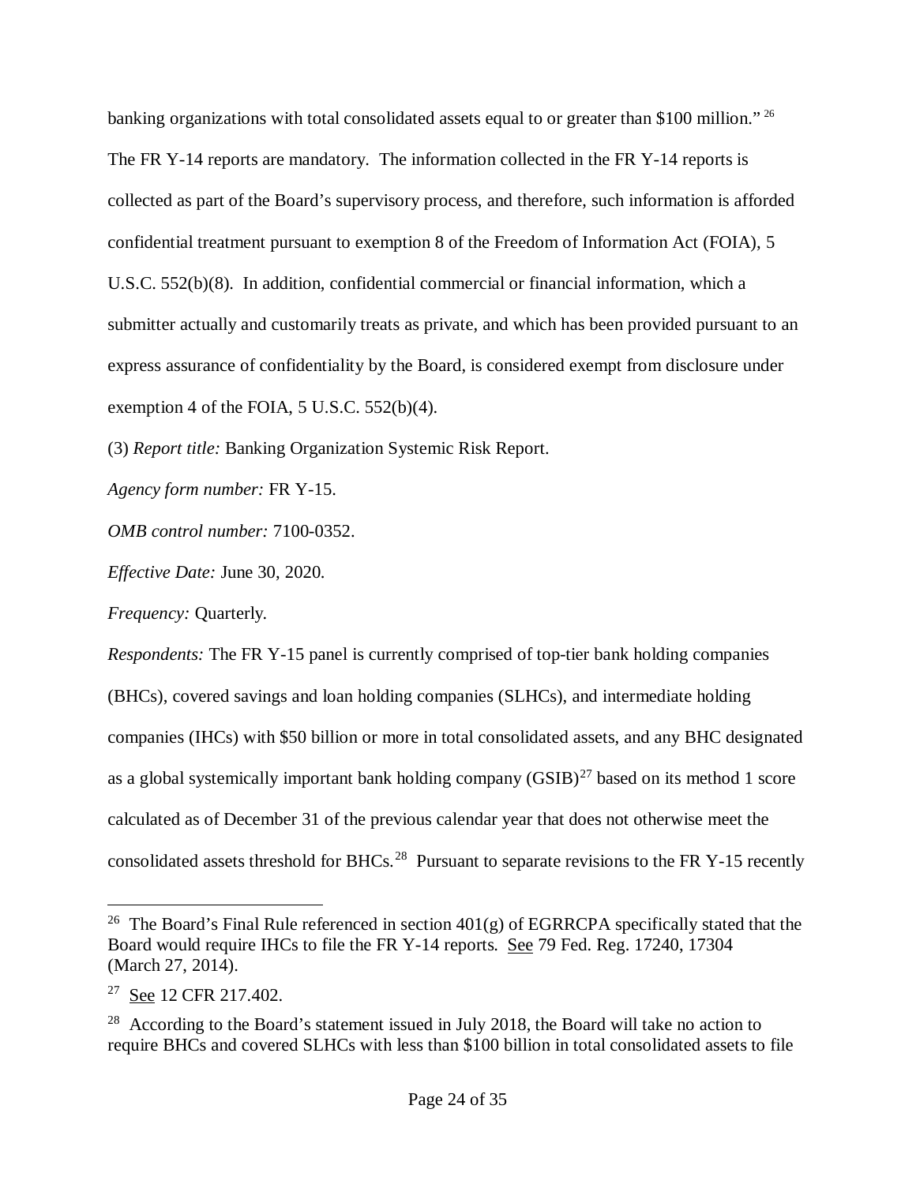banking organizations with total consolidated assets equal to or greater than $100 million."[26] The FR Y-14 reports are mandatory. The information collected in the FR Y-14 reports is collected as part of the Board's supervisory process, and therefore, such information is afforded confidential treatment pursuant to exemption 8 of the Freedom of Information Act (FOIA), 5 U.S.C. 552(b)(8). In addition, confidential commercial or financial information, which a submitter actually and customarily treats as private, and which has been provided pursuant to an express assurance of confidentiality by the Board, is considered exempt from disclosure under exemption 4 of the FOIA, 5 U.S.C. 552(b)(4).

(3) *Report title:* Banking Organization Systemic Risk Report.

*Agency form number:* FR Y-15.

*OMB control number:* 7100-0352.

*Effective Date:* June 30, 2020.

*Frequency:* Quarterly.

*Respondents:* The FR Y-15 panel is currently comprised of top-tier bank holding companies (BHCs), covered savings and loan holding companies (SLHCs), and intermediate holding companies (IHCs) with $50 billion or more in total consolidated assets, and any BHC designated as a global systemically important bank holding company (GSIB)[27] based on its method 1 score calculated as of December 31 of the previous calendar year that does not otherwise meet the consolidated assets threshold for BHCs.[28] Pursuant to separate revisions to the FR Y-15 recently

---

[26] The Board's Final Rule referenced in section 401(g) of EGRRCPA specifically stated that the Board would require IHCs to file the FR Y-14 reports. See 79 Fed. Reg. 17240, 17304 (March 27, 2014).

[27] See 12 CFR 217.402.

[28] According to the Board's statement issued in July 2018, the Board will take no action to require BHCs and covered SLHCs with less than $100 billion in total consolidated assets to file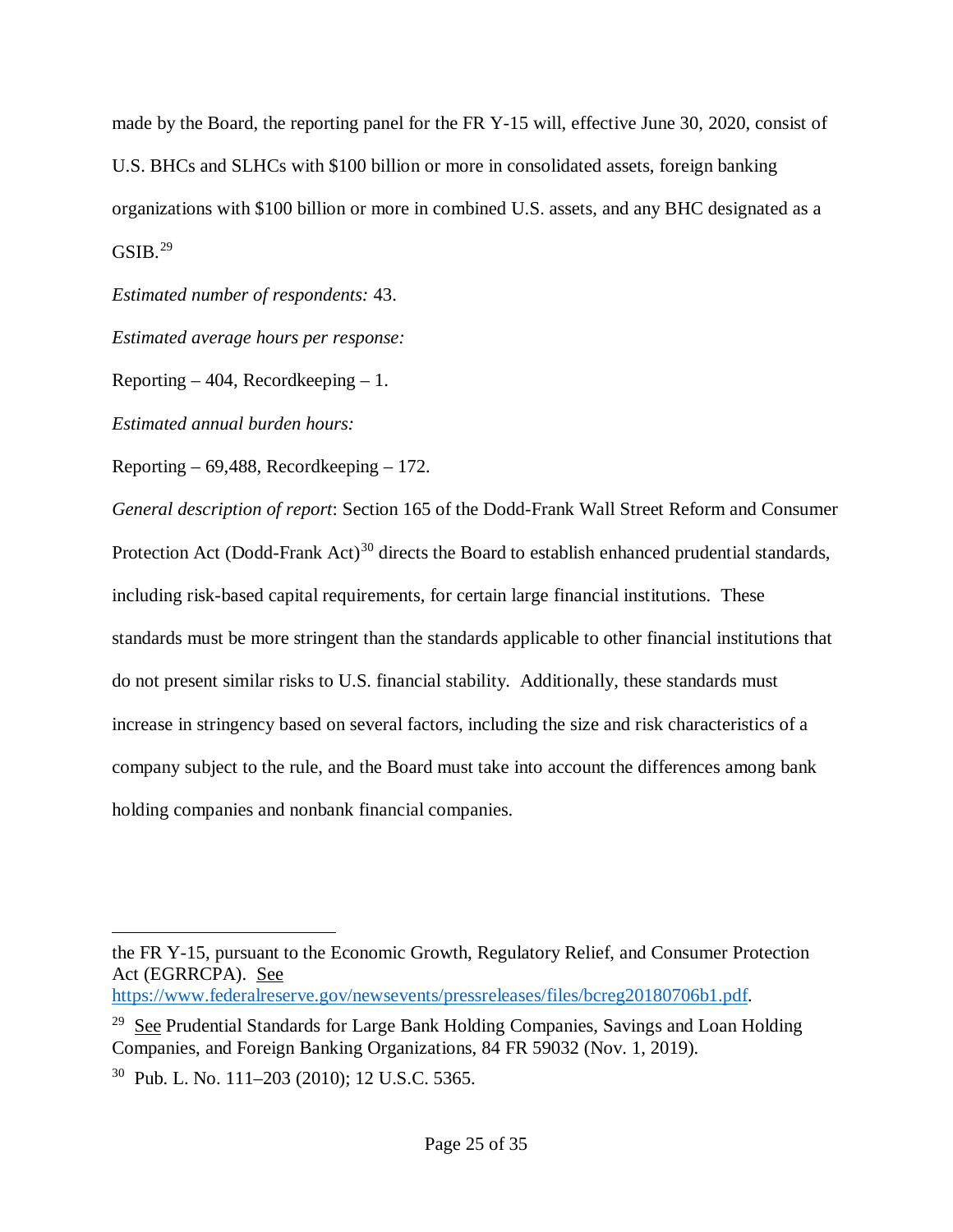made by the Board, the reporting panel for the FR Y-15 will, effective June 30, 2020, consist of U.S. BHCs and SLHCs with $100 billion or more in consolidated assets, foreign banking organizations with $100 billion or more in combined U.S. assets, and any BHC designated as a GSIB.[29]

*Estimated number of respondents:* 43.

*Estimated average hours per response:*

Reporting – 404, Recordkeeping – 1.

*Estimated annual burden hours:*

Reporting – 69,488, Recordkeeping – 172.

*General description of report*: Section 165 of the Dodd-Frank Wall Street Reform and Consumer Protection Act (Dodd-Frank Act)[30] directs the Board to establish enhanced prudential standards, including risk-based capital requirements, for certain large financial institutions. These standards must be more stringent than the standards applicable to other financial institutions that do not present similar risks to U.S. financial stability. Additionally, these standards must increase in stringency based on several factors, including the size and risk characteristics of a company subject to the rule, and the Board must take into account the differences among bank holding companies and nonbank financial companies.

---

the FR Y-15, pursuant to the Economic Growth, Regulatory Relief, and Consumer Protection Act (EGRRCPA). See https://www.federalreserve.gov/newsevents/pressreleases/files/bcreg20180706b1.pdf.

[29] See Prudential Standards for Large Bank Holding Companies, Savings and Loan Holding Companies, and Foreign Banking Organizations, 84 FR 59032 (Nov. 1, 2019).

[30] Pub. L. No. 111–203 (2010); 12 U.S.C. 5365.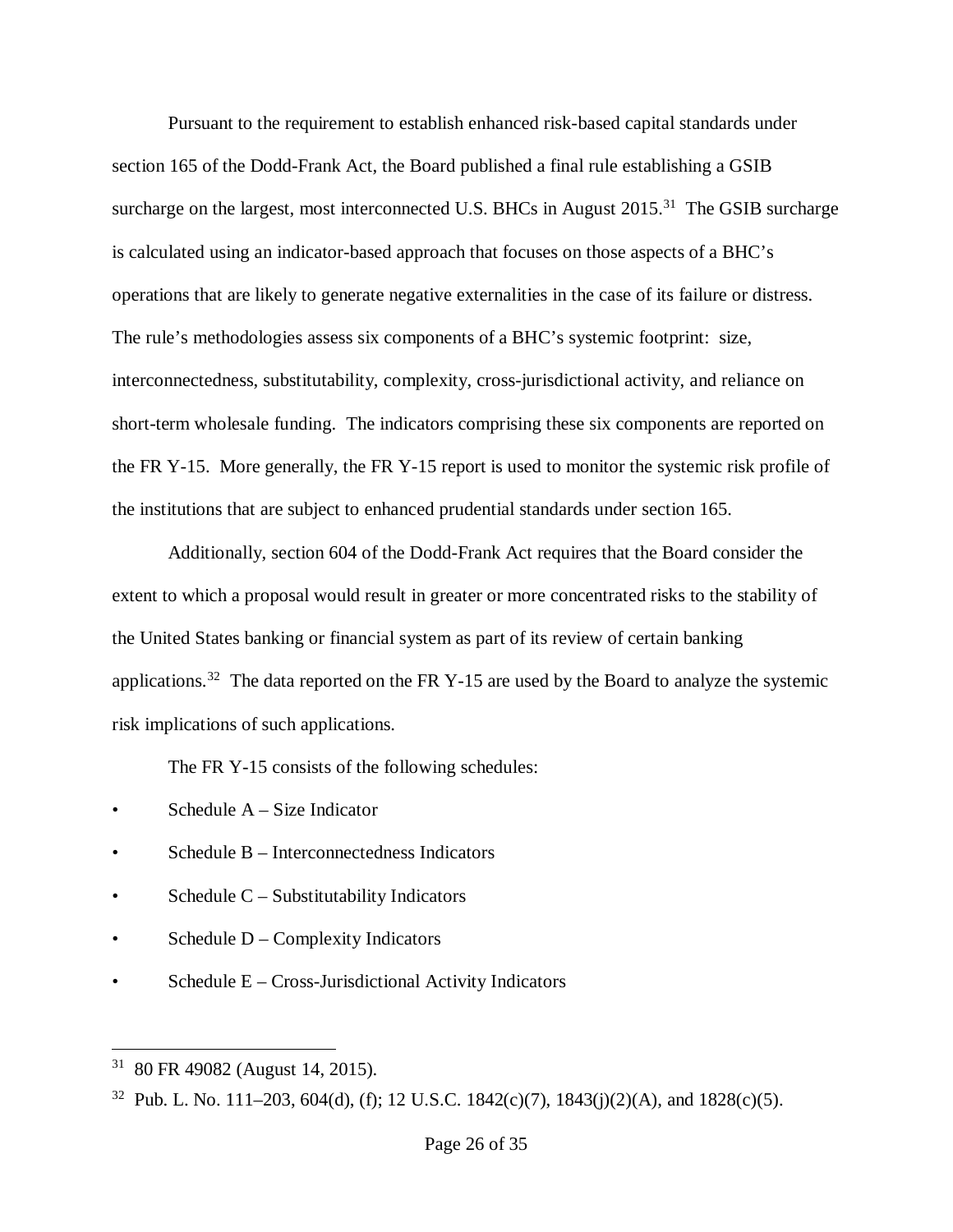Pursuant to the requirement to establish enhanced risk-based capital standards under section 165 of the Dodd-Frank Act, the Board published a final rule establishing a GSIB surcharge on the largest, most interconnected U.S. BHCs in August 2015.[31] The GSIB surcharge is calculated using an indicator-based approach that focuses on those aspects of a BHC's operations that are likely to generate negative externalities in the case of its failure or distress. The rule's methodologies assess six components of a BHC's systemic footprint: size, interconnectedness, substitutability, complexity, cross-jurisdictional activity, and reliance on short-term wholesale funding. The indicators comprising these six components are reported on the FR Y-15. More generally, the FR Y-15 report is used to monitor the systemic risk profile of the institutions that are subject to enhanced prudential standards under section 165.

Additionally, section 604 of the Dodd-Frank Act requires that the Board consider the extent to which a proposal would result in greater or more concentrated risks to the stability of the United States banking or financial system as part of its review of certain banking applications.[32] The data reported on the FR Y-15 are used by the Board to analyze the systemic risk implications of such applications.

The FR Y-15 consists of the following schedules:

- Schedule A – Size Indicator
- Schedule B – Interconnectedness Indicators
- Schedule C – Substitutability Indicators
- Schedule D – Complexity Indicators
- Schedule E – Cross-Jurisdictional Activity Indicators

---

[31] 80 FR 49082 (August 14, 2015).

[32] Pub. L. No. 111–203, 604(d), (f); 12 U.S.C. 1842(c)(7), 1843(j)(2)(A), and 1828(c)(5).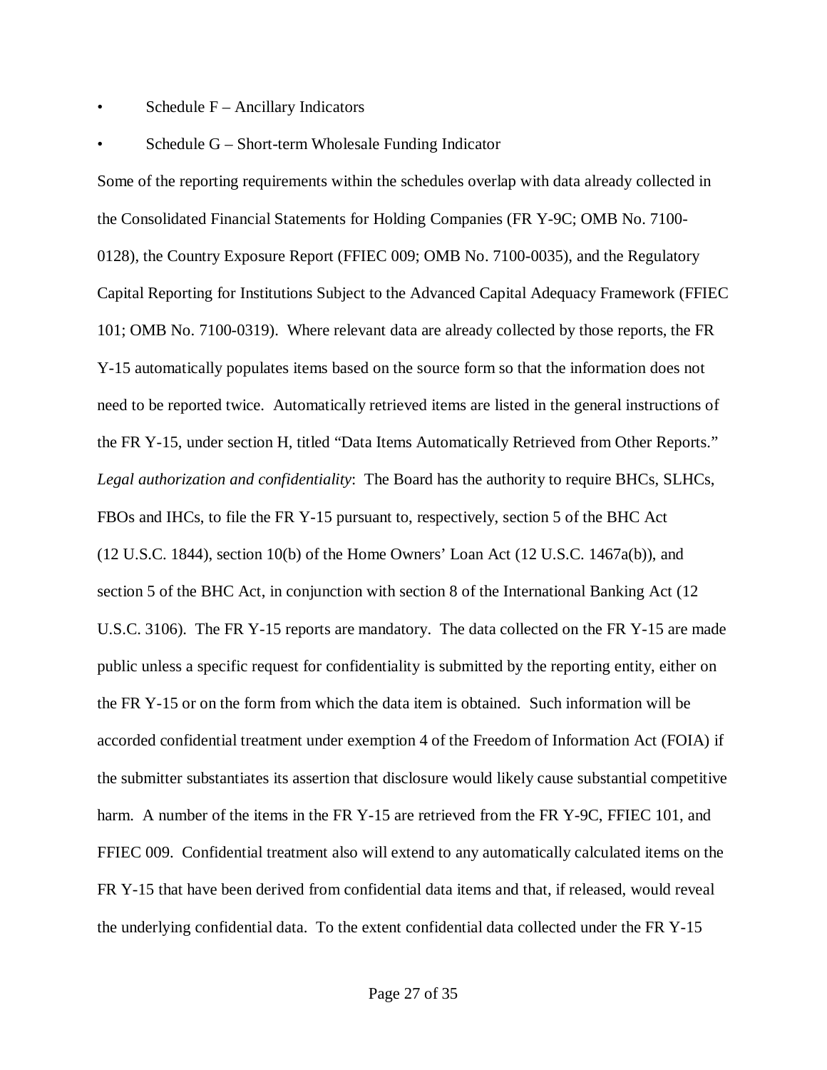- Schedule F – Ancillary Indicators
- Schedule G – Short-term Wholesale Funding Indicator

Some of the reporting requirements within the schedules overlap with data already collected in the Consolidated Financial Statements for Holding Companies (FR Y-9C; OMB No. 7100-0128), the Country Exposure Report (FFIEC 009; OMB No. 7100-0035), and the Regulatory Capital Reporting for Institutions Subject to the Advanced Capital Adequacy Framework (FFIEC 101; OMB No. 7100-0319). Where relevant data are already collected by those reports, the FR Y-15 automatically populates items based on the source form so that the information does not need to be reported twice. Automatically retrieved items are listed in the general instructions of the FR Y-15, under section H, titled "Data Items Automatically Retrieved from Other Reports."

*Legal authorization and confidentiality*: The Board has the authority to require BHCs, SLHCs, FBOs and IHCs, to file the FR Y-15 pursuant to, respectively, section 5 of the BHC Act (12 U.S.C. 1844), section 10(b) of the Home Owners' Loan Act (12 U.S.C. 1467a(b)), and section 5 of the BHC Act, in conjunction with section 8 of the International Banking Act (12 U.S.C. 3106). The FR Y-15 reports are mandatory. The data collected on the FR Y-15 are made public unless a specific request for confidentiality is submitted by the reporting entity, either on the FR Y-15 or on the form from which the data item is obtained. Such information will be accorded confidential treatment under exemption 4 of the Freedom of Information Act (FOIA) if the submitter substantiates its assertion that disclosure would likely cause substantial competitive harm. A number of the items in the FR Y-15 are retrieved from the FR Y-9C, FFIEC 101, and FFIEC 009. Confidential treatment also will extend to any automatically calculated items on the FR Y-15 that have been derived from confidential data items and that, if released, would reveal the underlying confidential data. To the extent confidential data collected under the FR Y-15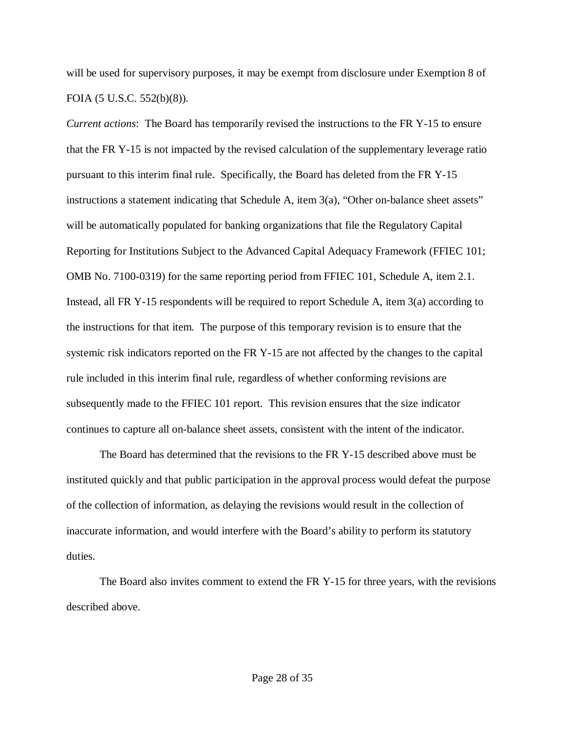will be used for supervisory purposes, it may be exempt from disclosure under Exemption 8 of FOIA (5 U.S.C. 552(b)(8)).

*Current actions*: The Board has temporarily revised the instructions to the FR Y-15 to ensure that the FR Y-15 is not impacted by the revised calculation of the supplementary leverage ratio pursuant to this interim final rule. Specifically, the Board has deleted from the FR Y-15 instructions a statement indicating that Schedule A, item 3(a), "Other on-balance sheet assets" will be automatically populated for banking organizations that file the Regulatory Capital Reporting for Institutions Subject to the Advanced Capital Adequacy Framework (FFIEC 101; OMB No. 7100-0319) for the same reporting period from FFIEC 101, Schedule A, item 2.1. Instead, all FR Y-15 respondents will be required to report Schedule A, item 3(a) according to the instructions for that item. The purpose of this temporary revision is to ensure that the systemic risk indicators reported on the FR Y-15 are not affected by the changes to the capital rule included in this interim final rule, regardless of whether conforming revisions are subsequently made to the FFIEC 101 report. This revision ensures that the size indicator continues to capture all on-balance sheet assets, consistent with the intent of the indicator.

The Board has determined that the revisions to the FR Y-15 described above must be instituted quickly and that public participation in the approval process would defeat the purpose of the collection of information, as delaying the revisions would result in the collection of inaccurate information, and would interfere with the Board's ability to perform its statutory duties.

The Board also invites comment to extend the FR Y-15 for three years, with the revisions described above.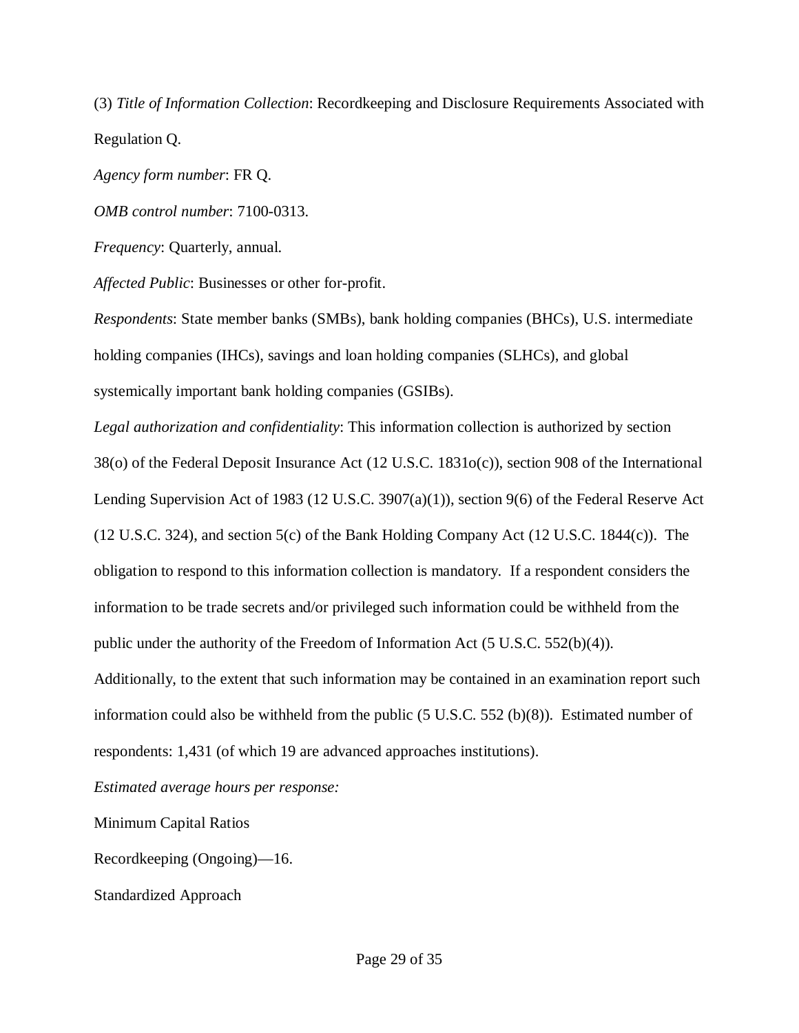(3) *Title of Information Collection*: Recordkeeping and Disclosure Requirements Associated with Regulation Q.

*Agency form number*: FR Q.

*OMB control number*: 7100-0313.

*Frequency*: Quarterly, annual.

*Affected Public*: Businesses or other for-profit.

*Respondents*: State member banks (SMBs), bank holding companies (BHCs), U.S. intermediate holding companies (IHCs), savings and loan holding companies (SLHCs), and global systemically important bank holding companies (GSIBs).

*Legal authorization and confidentiality*: This information collection is authorized by section 38(o) of the Federal Deposit Insurance Act (12 U.S.C. 1831o(c)), section 908 of the International Lending Supervision Act of 1983 (12 U.S.C. 3907(a)(1)), section 9(6) of the Federal Reserve Act (12 U.S.C. 324), and section 5(c) of the Bank Holding Company Act (12 U.S.C. 1844(c)). The obligation to respond to this information collection is mandatory. If a respondent considers the information to be trade secrets and/or privileged such information could be withheld from the public under the authority of the Freedom of Information Act (5 U.S.C. 552(b)(4)). Additionally, to the extent that such information may be contained in an examination report such information could also be withheld from the public (5 U.S.C. 552 (b)(8)). Estimated number of respondents: 1,431 (of which 19 are advanced approaches institutions).

*Estimated average hours per response:*

Minimum Capital Ratios

Recordkeeping (Ongoing)—16.

Standardized Approach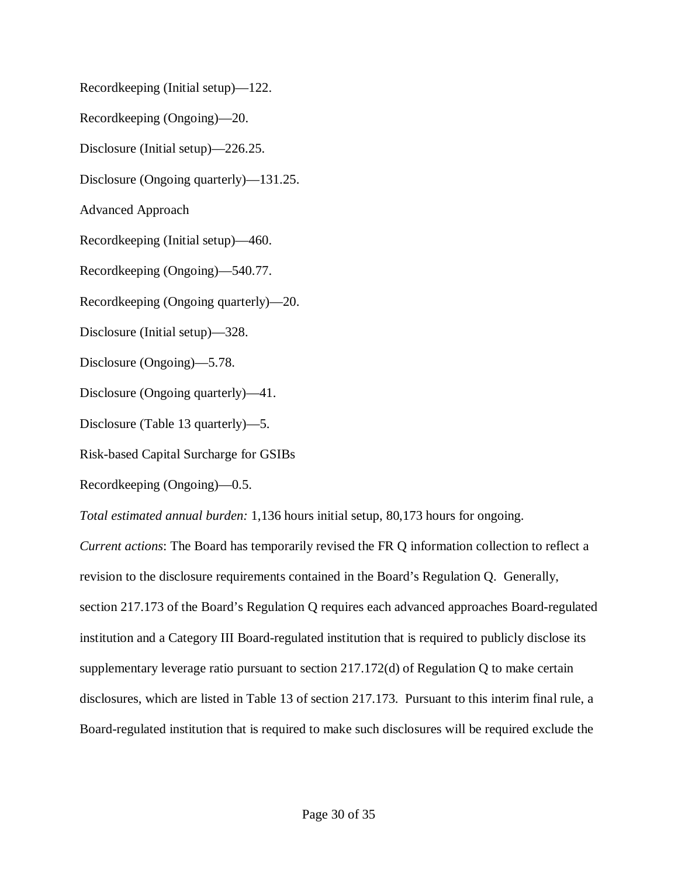Recordkeeping (Initial setup)—122.

Recordkeeping (Ongoing)—20.

Disclosure (Initial setup)—226.25.

Disclosure (Ongoing quarterly)—131.25.

Advanced Approach

Recordkeeping (Initial setup)—460.

Recordkeeping (Ongoing)—540.77.

Recordkeeping (Ongoing quarterly)—20.

Disclosure (Initial setup)—328.

Disclosure (Ongoing)—5.78.

Disclosure (Ongoing quarterly)—41.

Disclosure (Table 13 quarterly)—5.

Risk-based Capital Surcharge for GSIBs

Recordkeeping (Ongoing)—0.5.

*Total estimated annual burden:* 1,136 hours initial setup, 80,173 hours for ongoing.

*Current actions*: The Board has temporarily revised the FR Q information collection to reflect a revision to the disclosure requirements contained in the Board's Regulation Q. Generally, section 217.173 of the Board's Regulation Q requires each advanced approaches Board-regulated institution and a Category III Board-regulated institution that is required to publicly disclose its supplementary leverage ratio pursuant to section 217.172(d) of Regulation Q to make certain disclosures, which are listed in Table 13 of section 217.173. Pursuant to this interim final rule, a Board-regulated institution that is required to make such disclosures will be required exclude the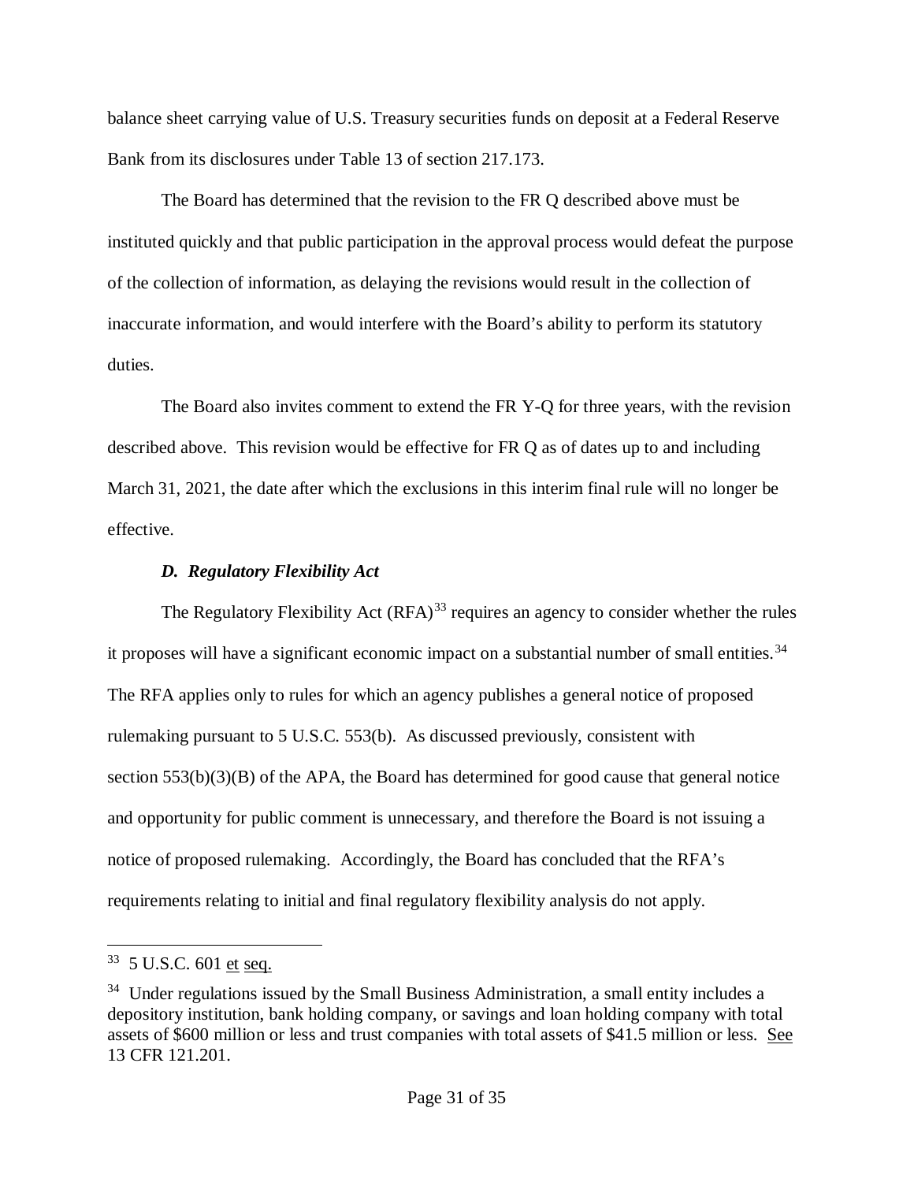balance sheet carrying value of U.S. Treasury securities funds on deposit at a Federal Reserve Bank from its disclosures under Table 13 of section 217.173.

The Board has determined that the revision to the FR Q described above must be instituted quickly and that public participation in the approval process would defeat the purpose of the collection of information, as delaying the revisions would result in the collection of inaccurate information, and would interfere with the Board's ability to perform its statutory duties.

The Board also invites comment to extend the FR Y-Q for three years, with the revision described above. This revision would be effective for FR Q as of dates up to and including March 31, 2021, the date after which the exclusions in this interim final rule will no longer be effective.

### *D. Regulatory Flexibility Act*

The Regulatory Flexibility Act (RFA)[33] requires an agency to consider whether the rules it proposes will have a significant economic impact on a substantial number of small entities.[34] The RFA applies only to rules for which an agency publishes a general notice of proposed rulemaking pursuant to 5 U.S.C. 553(b). As discussed previously, consistent with section 553(b)(3)(B) of the APA, the Board has determined for good cause that general notice and opportunity for public comment is unnecessary, and therefore the Board is not issuing a notice of proposed rulemaking. Accordingly, the Board has concluded that the RFA's requirements relating to initial and final regulatory flexibility analysis do not apply.

---

[33] 5 U.S.C. 601 et seq.

[34] Under regulations issued by the Small Business Administration, a small entity includes a depository institution, bank holding company, or savings and loan holding company with total assets of $600 million or less and trust companies with total assets of $41.5 million or less. See 13 CFR 121.201.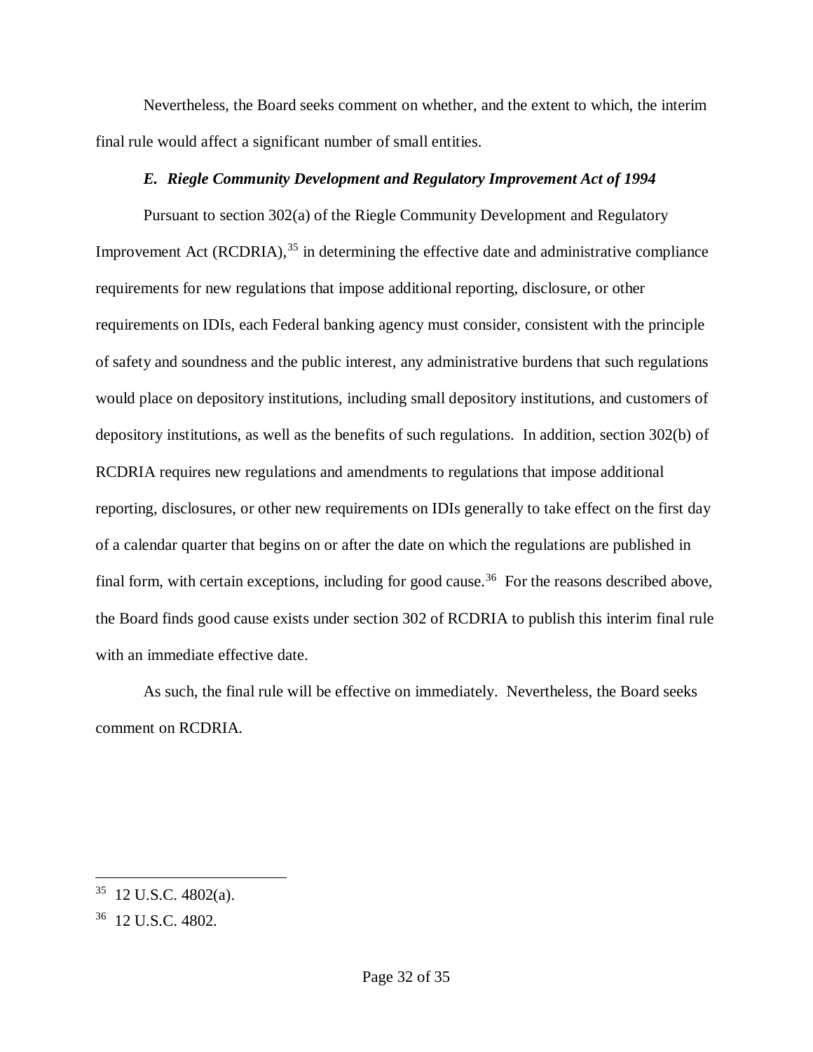Nevertheless, the Board seeks comment on whether, and the extent to which, the interim final rule would affect a significant number of small entities.

### *E. Riegle Community Development and Regulatory Improvement Act of 1994*

Pursuant to section 302(a) of the Riegle Community Development and Regulatory Improvement Act (RCDRIA),[35] in determining the effective date and administrative compliance requirements for new regulations that impose additional reporting, disclosure, or other requirements on IDIs, each Federal banking agency must consider, consistent with the principle of safety and soundness and the public interest, any administrative burdens that such regulations would place on depository institutions, including small depository institutions, and customers of depository institutions, as well as the benefits of such regulations. In addition, section 302(b) of RCDRIA requires new regulations and amendments to regulations that impose additional reporting, disclosures, or other new requirements on IDIs generally to take effect on the first day of a calendar quarter that begins on or after the date on which the regulations are published in final form, with certain exceptions, including for good cause.[36] For the reasons described above, the Board finds good cause exists under section 302 of RCDRIA to publish this interim final rule with an immediate effective date.

As such, the final rule will be effective on immediately. Nevertheless, the Board seeks comment on RCDRIA.

---

[35] 12 U.S.C. 4802(a).

[36] 12 U.S.C. 4802.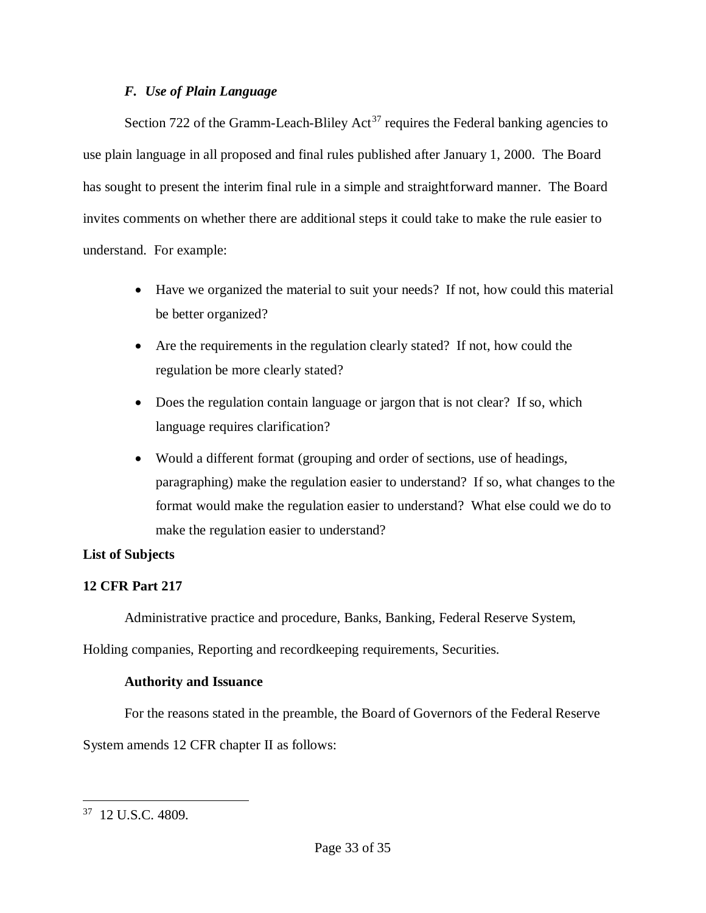### *F. Use of Plain Language*

Section 722 of the Gramm-Leach-Bliley Act[37] requires the Federal banking agencies to use plain language in all proposed and final rules published after January 1, 2000. The Board has sought to present the interim final rule in a simple and straightforward manner. The Board invites comments on whether there are additional steps it could take to make the rule easier to understand. For example:

- Have we organized the material to suit your needs? If not, how could this material be better organized?
- Are the requirements in the regulation clearly stated? If not, how could the regulation be more clearly stated?
- Does the regulation contain language or jargon that is not clear? If so, which language requires clarification?
- Would a different format (grouping and order of sections, use of headings, paragraphing) make the regulation easier to understand? If so, what changes to the format would make the regulation easier to understand? What else could we do to make the regulation easier to understand?

**List of Subjects**

**12 CFR Part 217**

Administrative practice and procedure, Banks, Banking, Federal Reserve System, Holding companies, Reporting and recordkeeping requirements, Securities.

**Authority and Issuance**

For the reasons stated in the preamble, the Board of Governors of the Federal Reserve System amends 12 CFR chapter II as follows:

---

[37] 12 U.S.C. 4809.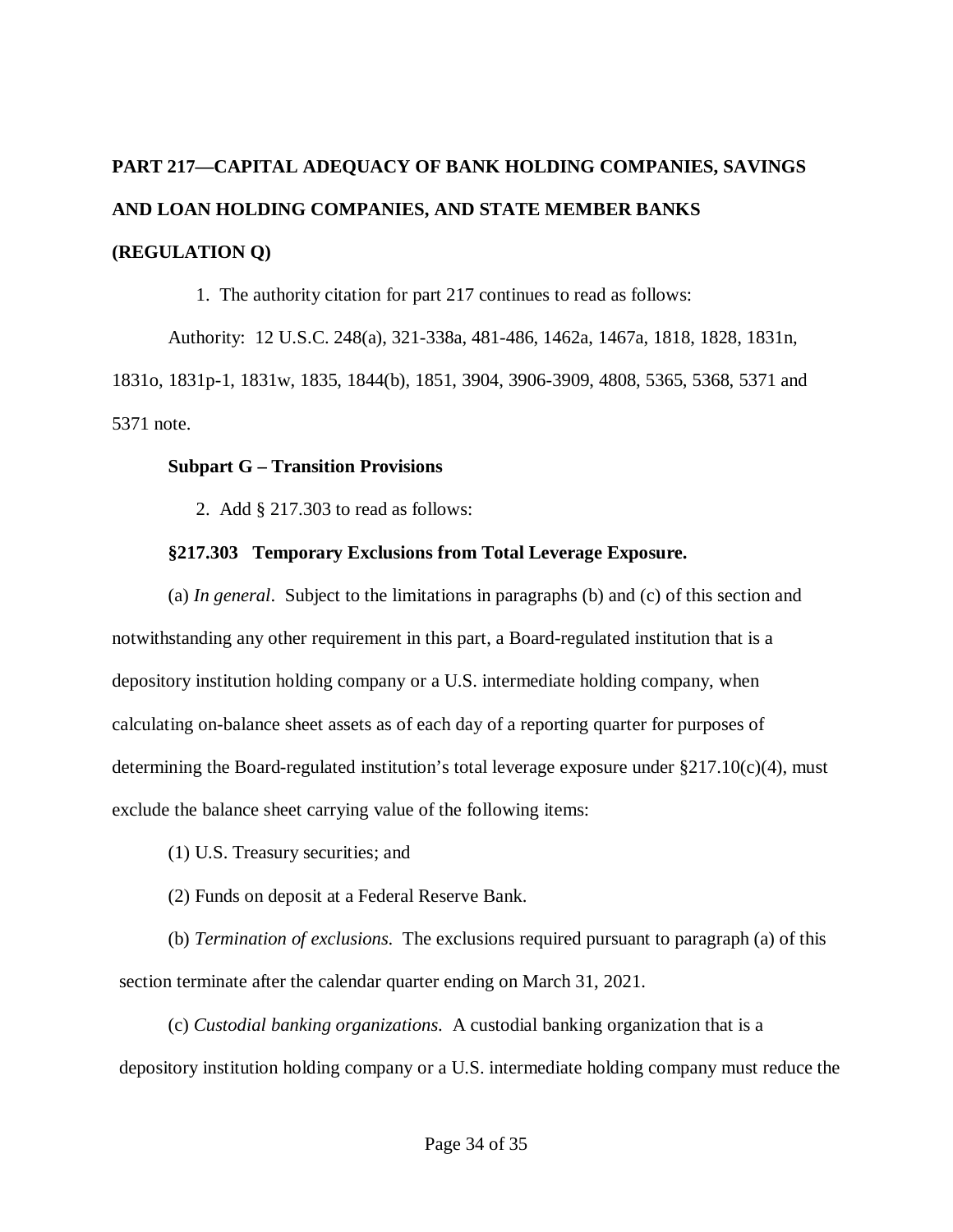**PART 217—CAPITAL ADEQUACY OF BANK HOLDING COMPANIES, SAVINGS AND LOAN HOLDING COMPANIES, AND STATE MEMBER BANKS (REGULATION Q)**

1. The authority citation for part 217 continues to read as follows:

Authority: 12 U.S.C. 248(a), 321-338a, 481-486, 1462a, 1467a, 1818, 1828, 1831n, 1831o, 1831p-1, 1831w, 1835, 1844(b), 1851, 3904, 3906-3909, 4808, 5365, 5368, 5371 and 5371 note.

**Subpart G – Transition Provisions**

2. Add § 217.303 to read as follows:

**§217.303 Temporary Exclusions from Total Leverage Exposure.**

(a) *In general*. Subject to the limitations in paragraphs (b) and (c) of this section and notwithstanding any other requirement in this part, a Board-regulated institution that is a depository institution holding company or a U.S. intermediate holding company, when calculating on-balance sheet assets as of each day of a reporting quarter for purposes of determining the Board-regulated institution's total leverage exposure under §217.10(c)(4), must exclude the balance sheet carrying value of the following items:

(1) U.S. Treasury securities; and

(2) Funds on deposit at a Federal Reserve Bank.

(b) *Termination of exclusions.* The exclusions required pursuant to paragraph (a) of this section terminate after the calendar quarter ending on March 31, 2021.

(c) *Custodial banking organizations.* A custodial banking organization that is a depository institution holding company or a U.S. intermediate holding company must reduce the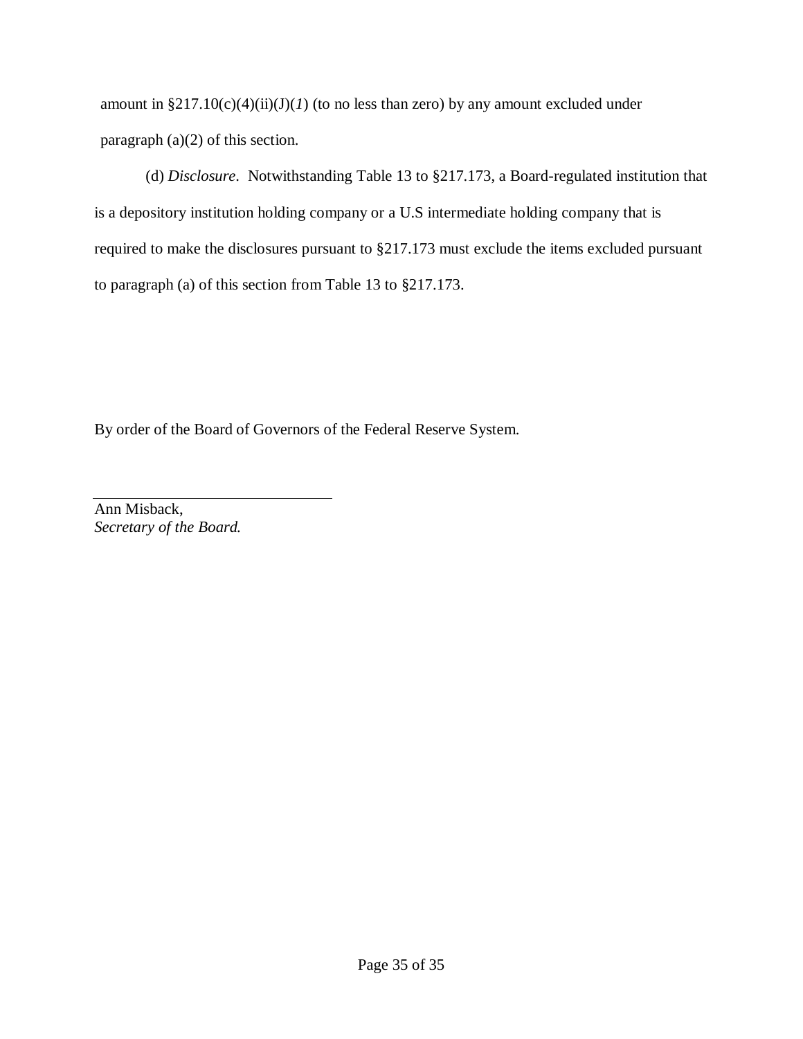amount in §217.10(c)(4)(ii)(J)(*1*) (to no less than zero) by any amount excluded under paragraph (a)(2) of this section.

(d) *Disclosure*. Notwithstanding Table 13 to §217.173, a Board-regulated institution that is a depository institution holding company or a U.S intermediate holding company that is required to make the disclosures pursuant to §217.173 must exclude the items excluded pursuant to paragraph (a) of this section from Table 13 to §217.173.

By order of the Board of Governors of the Federal Reserve System.

Ann Misback,
*Secretary of the Board.*